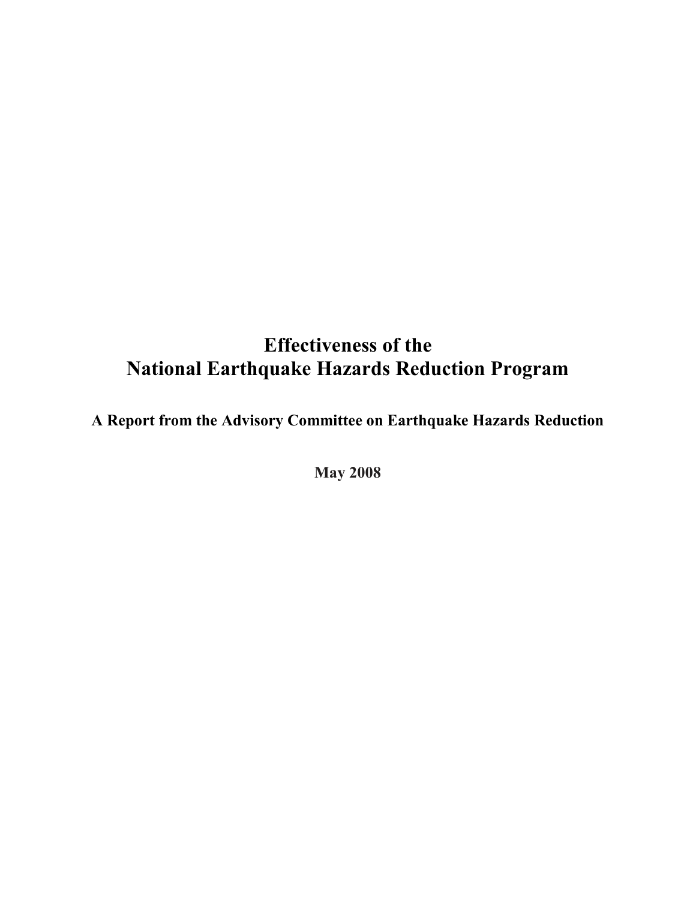# Effectiveness of the National Earthquake Hazards Reduction Program

**A Report from the Advisory Committee on Earthquake Hazards Reduction**

**May 2008**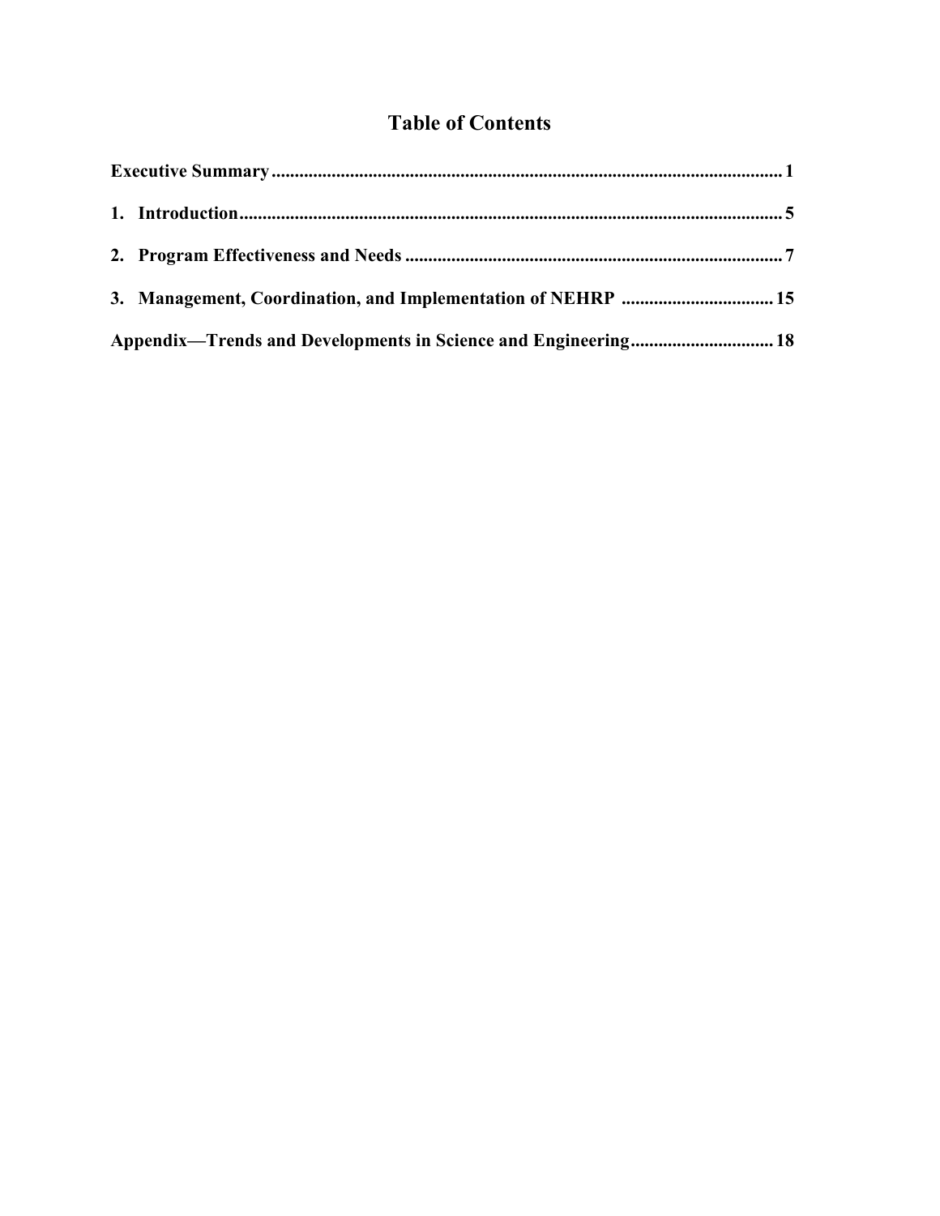# Table of Contents

**Executive Summary** .............................................................................................................. **1**

**1. Introduction** ..................................................................................................................... **5**

**2. Program Effectiveness and Needs** .................................................................................. **7**

**3. Management, Coordination, and Implementation of NEHRP** ................................. **15**

**Appendix—Trends and Developments in Science and Engineering** ............................... **18**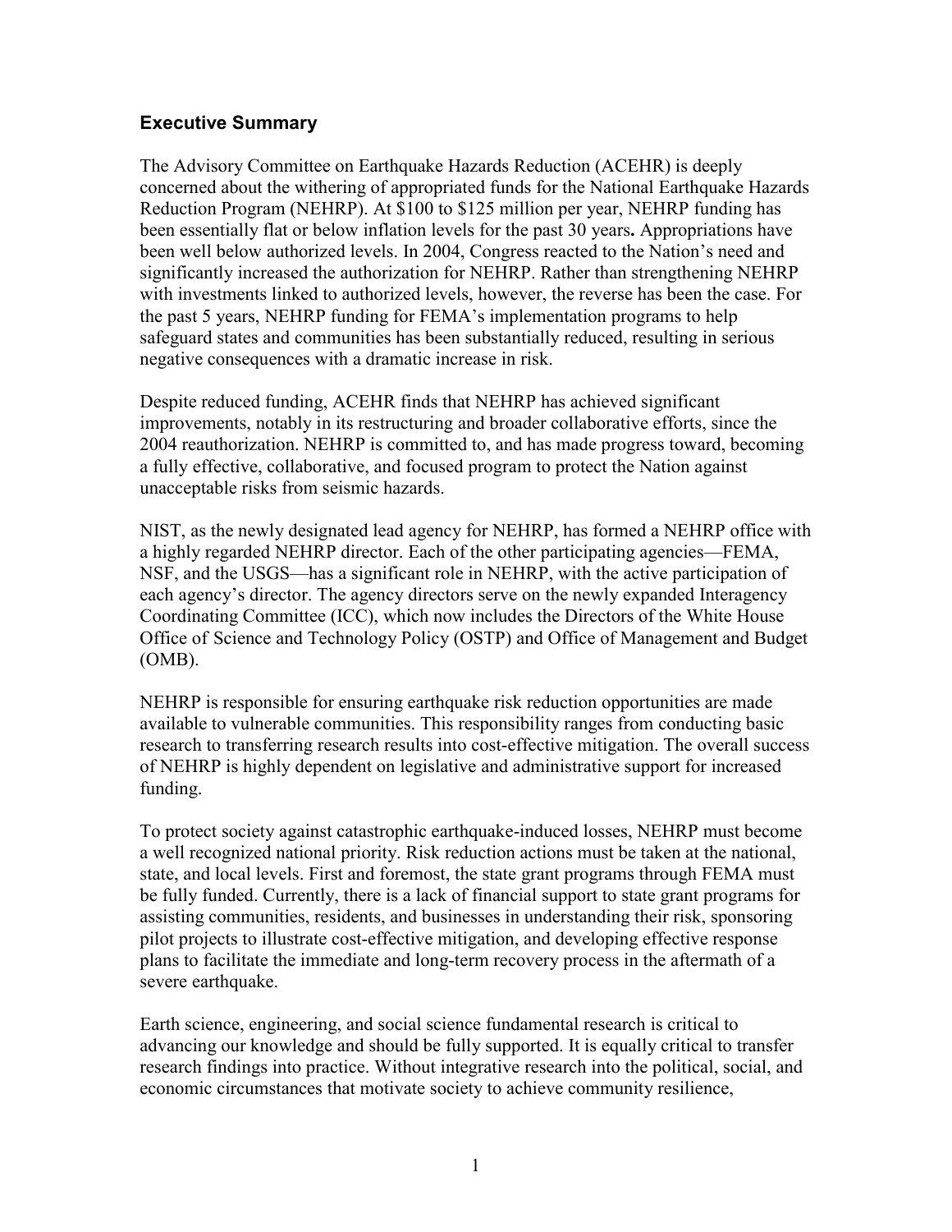## Executive Summary

The Advisory Committee on Earthquake Hazards Reduction (ACEHR) is deeply concerned about the withering of appropriated funds for the National Earthquake Hazards Reduction Program (NEHRP). At $100 to $125 million per year, NEHRP funding has been essentially flat or below inflation levels for the past 30 years**.** Appropriations have been well below authorized levels. In 2004, Congress reacted to the Nation's need and significantly increased the authorization for NEHRP. Rather than strengthening NEHRP with investments linked to authorized levels, however, the reverse has been the case. For the past 5 years, NEHRP funding for FEMA's implementation programs to help safeguard states and communities has been substantially reduced, resulting in serious negative consequences with a dramatic increase in risk.

Despite reduced funding, ACEHR finds that NEHRP has achieved significant improvements, notably in its restructuring and broader collaborative efforts, since the 2004 reauthorization. NEHRP is committed to, and has made progress toward, becoming a fully effective, collaborative, and focused program to protect the Nation against unacceptable risks from seismic hazards.

NIST, as the newly designated lead agency for NEHRP, has formed a NEHRP office with a highly regarded NEHRP director. Each of the other participating agencies—FEMA, NSF, and the USGS—has a significant role in NEHRP, with the active participation of each agency's director. The agency directors serve on the newly expanded Interagency Coordinating Committee (ICC), which now includes the Directors of the White House Office of Science and Technology Policy (OSTP) and Office of Management and Budget (OMB).

NEHRP is responsible for ensuring earthquake risk reduction opportunities are made available to vulnerable communities. This responsibility ranges from conducting basic research to transferring research results into cost-effective mitigation. The overall success of NEHRP is highly dependent on legislative and administrative support for increased funding.

To protect society against catastrophic earthquake-induced losses, NEHRP must become a well recognized national priority. Risk reduction actions must be taken at the national, state, and local levels. First and foremost, the state grant programs through FEMA must be fully funded. Currently, there is a lack of financial support to state grant programs for assisting communities, residents, and businesses in understanding their risk, sponsoring pilot projects to illustrate cost-effective mitigation, and developing effective response plans to facilitate the immediate and long-term recovery process in the aftermath of a severe earthquake.

Earth science, engineering, and social science fundamental research is critical to advancing our knowledge and should be fully supported. It is equally critical to transfer research findings into practice. Without integrative research into the political, social, and economic circumstances that motivate society to achieve community resilience,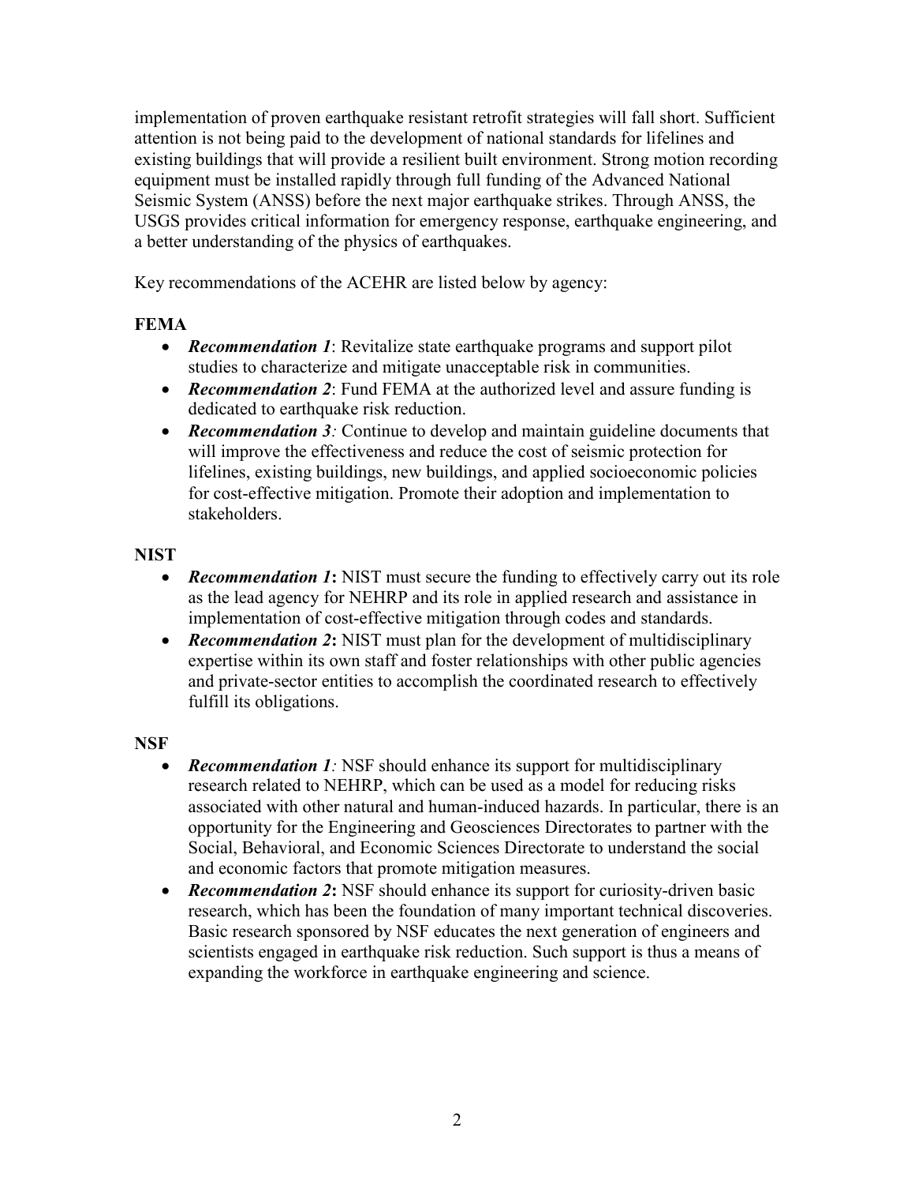implementation of proven earthquake resistant retrofit strategies will fall short. Sufficient attention is not being paid to the development of national standards for lifelines and existing buildings that will provide a resilient built environment. Strong motion recording equipment must be installed rapidly through full funding of the Advanced National Seismic System (ANSS) before the next major earthquake strikes. Through ANSS, the USGS provides critical information for emergency response, earthquake engineering, and a better understanding of the physics of earthquakes.

Key recommendations of the ACEHR are listed below by agency:

**FEMA**

- ***Recommendation 1***: Revitalize state earthquake programs and support pilot studies to characterize and mitigate unacceptable risk in communities.
- ***Recommendation 2***: Fund FEMA at the authorized level and assure funding is dedicated to earthquake risk reduction.
- ***Recommendation 3****:* Continue to develop and maintain guideline documents that will improve the effectiveness and reduce the cost of seismic protection for lifelines, existing buildings, new buildings, and applied socioeconomic policies for cost-effective mitigation. Promote their adoption and implementation to stakeholders.

**NIST**

- ***Recommendation 1*****:** NIST must secure the funding to effectively carry out its role as the lead agency for NEHRP and its role in applied research and assistance in implementation of cost-effective mitigation through codes and standards.
- ***Recommendation 2*****:** NIST must plan for the development of multidisciplinary expertise within its own staff and foster relationships with other public agencies and private-sector entities to accomplish the coordinated research to effectively fulfill its obligations.

**NSF**

- ***Recommendation 1****:* NSF should enhance its support for multidisciplinary research related to NEHRP, which can be used as a model for reducing risks associated with other natural and human-induced hazards. In particular, there is an opportunity for the Engineering and Geosciences Directorates to partner with the Social, Behavioral, and Economic Sciences Directorate to understand the social and economic factors that promote mitigation measures.
- ***Recommendation 2*****:** NSF should enhance its support for curiosity-driven basic research, which has been the foundation of many important technical discoveries. Basic research sponsored by NSF educates the next generation of engineers and scientists engaged in earthquake risk reduction. Such support is thus a means of expanding the workforce in earthquake engineering and science.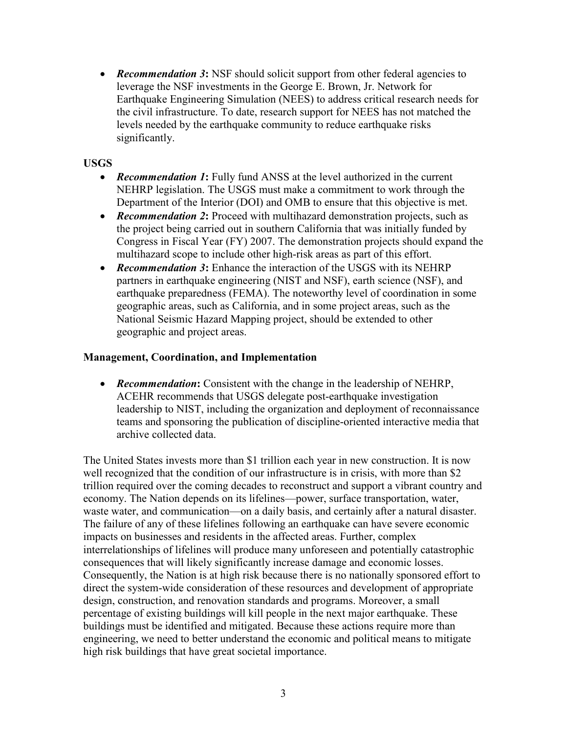- ***Recommendation 3*****:** NSF should solicit support from other federal agencies to leverage the NSF investments in the George E. Brown, Jr. Network for Earthquake Engineering Simulation (NEES) to address critical research needs for the civil infrastructure. To date, research support for NEES has not matched the levels needed by the earthquake community to reduce earthquake risks significantly.

**USGS**

- ***Recommendation 1*****:** Fully fund ANSS at the level authorized in the current NEHRP legislation. The USGS must make a commitment to work through the Department of the Interior (DOI) and OMB to ensure that this objective is met.
- ***Recommendation 2*****:** Proceed with multihazard demonstration projects, such as the project being carried out in southern California that was initially funded by Congress in Fiscal Year (FY) 2007. The demonstration projects should expand the multihazard scope to include other high-risk areas as part of this effort.
- ***Recommendation 3*****:** Enhance the interaction of the USGS with its NEHRP partners in earthquake engineering (NIST and NSF), earth science (NSF), and earthquake preparedness (FEMA). The noteworthy level of coordination in some geographic areas, such as California, and in some project areas, such as the National Seismic Hazard Mapping project, should be extended to other geographic and project areas.

**Management, Coordination, and Implementation**

- ***Recommendation*****:** Consistent with the change in the leadership of NEHRP, ACEHR recommends that USGS delegate post-earthquake investigation leadership to NIST, including the organization and deployment of reconnaissance teams and sponsoring the publication of discipline-oriented interactive media that archive collected data.

The United States invests more than $1 trillion each year in new construction. It is now well recognized that the condition of our infrastructure is in crisis, with more than $2 trillion required over the coming decades to reconstruct and support a vibrant country and economy. The Nation depends on its lifelines—power, surface transportation, water, waste water, and communication—on a daily basis, and certainly after a natural disaster. The failure of any of these lifelines following an earthquake can have severe economic impacts on businesses and residents in the affected areas. Further, complex interrelationships of lifelines will produce many unforeseen and potentially catastrophic consequences that will likely significantly increase damage and economic losses. Consequently, the Nation is at high risk because there is no nationally sponsored effort to direct the system-wide consideration of these resources and development of appropriate design, construction, and renovation standards and programs. Moreover, a small percentage of existing buildings will kill people in the next major earthquake. These buildings must be identified and mitigated. Because these actions require more than engineering, we need to better understand the economic and political means to mitigate high risk buildings that have great societal importance.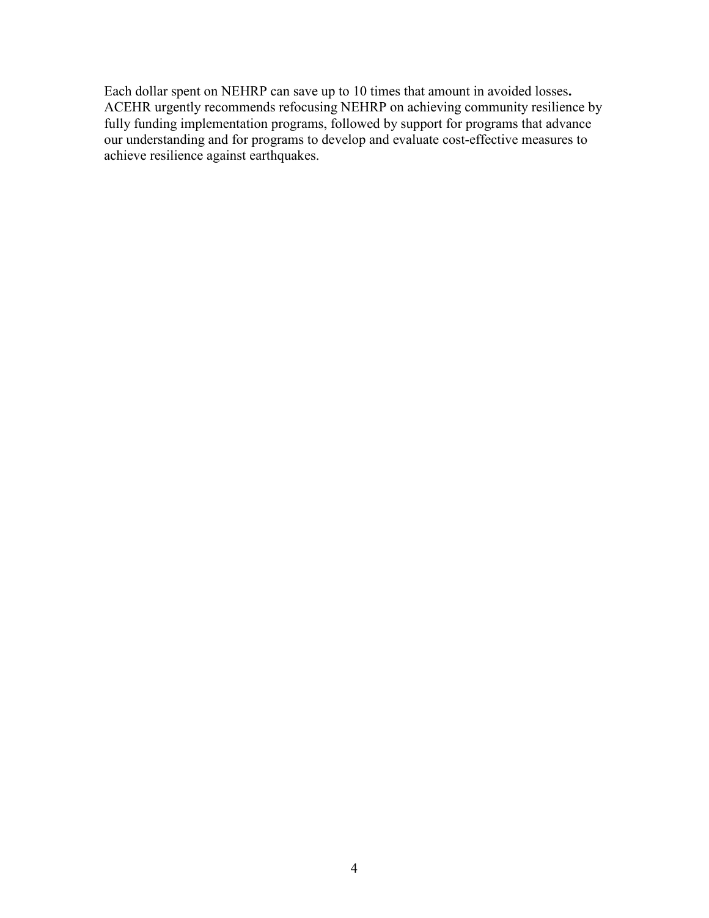Each dollar spent on NEHRP can save up to 10 times that amount in avoided losses**.** ACEHR urgently recommends refocusing NEHRP on achieving community resilience by fully funding implementation programs, followed by support for programs that advance our understanding and for programs to develop and evaluate cost-effective measures to achieve resilience against earthquakes.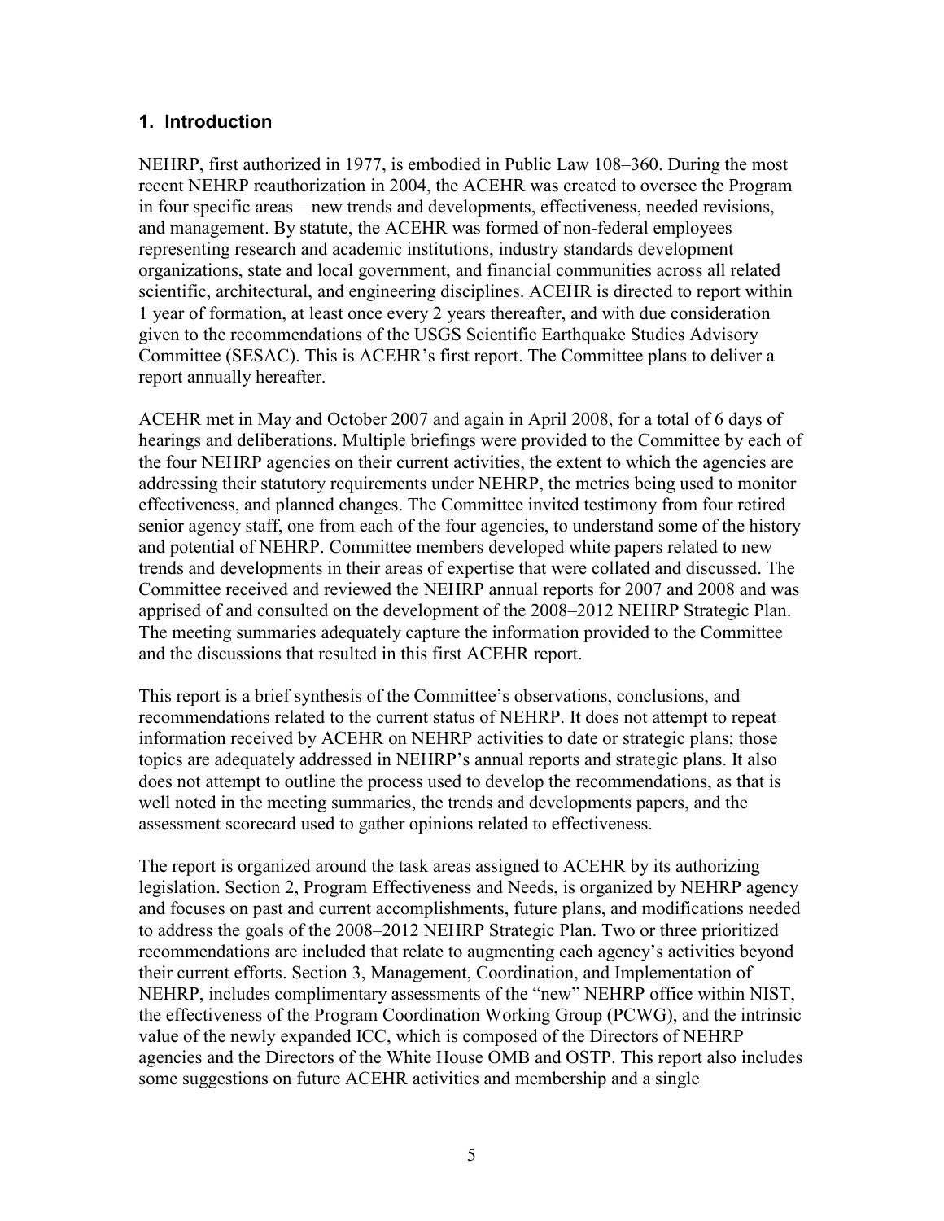## 1. Introduction

NEHRP, first authorized in 1977, is embodied in Public Law 108–360. During the most recent NEHRP reauthorization in 2004, the ACEHR was created to oversee the Program in four specific areas—new trends and developments, effectiveness, needed revisions, and management. By statute, the ACEHR was formed of non-federal employees representing research and academic institutions, industry standards development organizations, state and local government, and financial communities across all related scientific, architectural, and engineering disciplines. ACEHR is directed to report within 1 year of formation, at least once every 2 years thereafter, and with due consideration given to the recommendations of the USGS Scientific Earthquake Studies Advisory Committee (SESAC). This is ACEHR's first report. The Committee plans to deliver a report annually hereafter.

ACEHR met in May and October 2007 and again in April 2008, for a total of 6 days of hearings and deliberations. Multiple briefings were provided to the Committee by each of the four NEHRP agencies on their current activities, the extent to which the agencies are addressing their statutory requirements under NEHRP, the metrics being used to monitor effectiveness, and planned changes. The Committee invited testimony from four retired senior agency staff, one from each of the four agencies, to understand some of the history and potential of NEHRP. Committee members developed white papers related to new trends and developments in their areas of expertise that were collated and discussed. The Committee received and reviewed the NEHRP annual reports for 2007 and 2008 and was apprised of and consulted on the development of the 2008–2012 NEHRP Strategic Plan. The meeting summaries adequately capture the information provided to the Committee and the discussions that resulted in this first ACEHR report.

This report is a brief synthesis of the Committee's observations, conclusions, and recommendations related to the current status of NEHRP. It does not attempt to repeat information received by ACEHR on NEHRP activities to date or strategic plans; those topics are adequately addressed in NEHRP's annual reports and strategic plans. It also does not attempt to outline the process used to develop the recommendations, as that is well noted in the meeting summaries, the trends and developments papers, and the assessment scorecard used to gather opinions related to effectiveness.

The report is organized around the task areas assigned to ACEHR by its authorizing legislation. Section 2, Program Effectiveness and Needs, is organized by NEHRP agency and focuses on past and current accomplishments, future plans, and modifications needed to address the goals of the 2008–2012 NEHRP Strategic Plan. Two or three prioritized recommendations are included that relate to augmenting each agency's activities beyond their current efforts. Section 3, Management, Coordination, and Implementation of NEHRP, includes complimentary assessments of the "new" NEHRP office within NIST, the effectiveness of the Program Coordination Working Group (PCWG), and the intrinsic value of the newly expanded ICC, which is composed of the Directors of NEHRP agencies and the Directors of the White House OMB and OSTP. This report also includes some suggestions on future ACEHR activities and membership and a single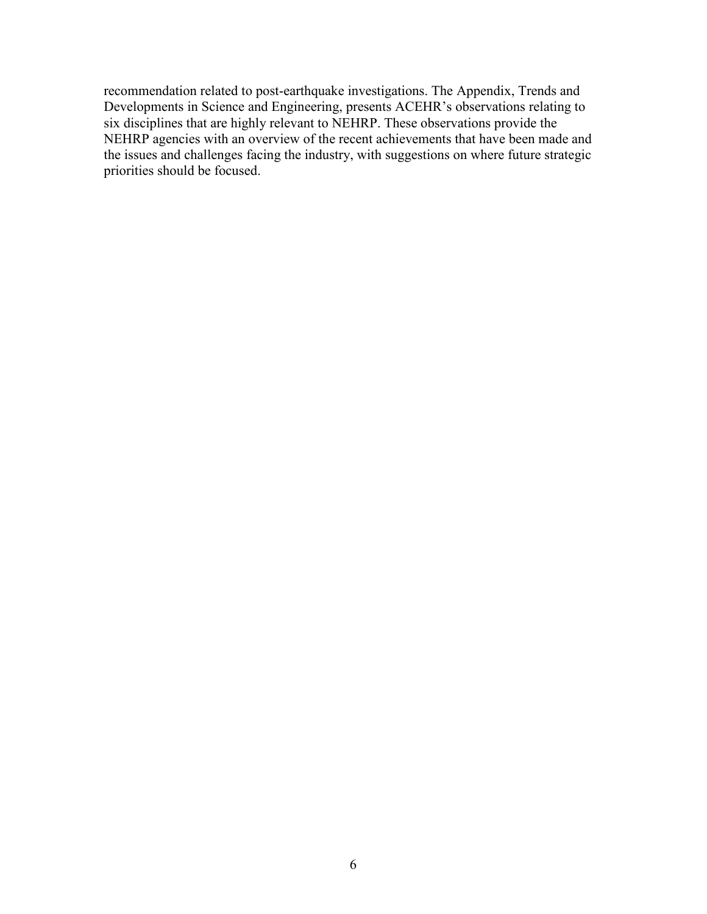recommendation related to post-earthquake investigations. The Appendix, Trends and Developments in Science and Engineering, presents ACEHR's observations relating to six disciplines that are highly relevant to NEHRP. These observations provide the NEHRP agencies with an overview of the recent achievements that have been made and the issues and challenges facing the industry, with suggestions on where future strategic priorities should be focused.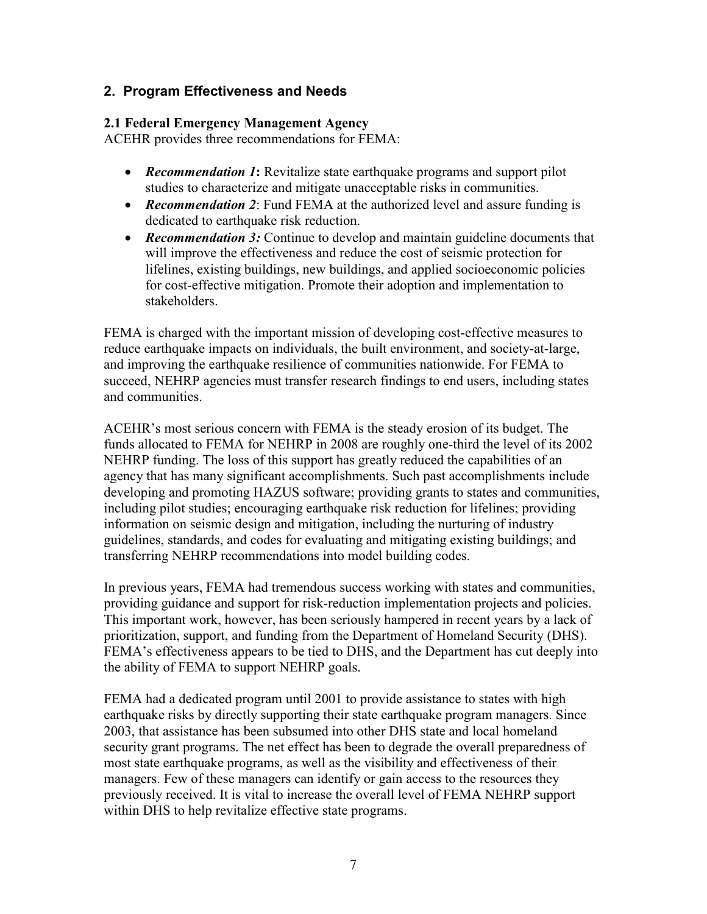## 2. Program Effectiveness and Needs

### 2.1 Federal Emergency Management Agency

ACEHR provides three recommendations for FEMA:

- ***Recommendation 1*:** Revitalize state earthquake programs and support pilot studies to characterize and mitigate unacceptable risks in communities.
- ***Recommendation 2***: Fund FEMA at the authorized level and assure funding is dedicated to earthquake risk reduction.
- ***Recommendation 3:*** Continue to develop and maintain guideline documents that will improve the effectiveness and reduce the cost of seismic protection for lifelines, existing buildings, new buildings, and applied socioeconomic policies for cost-effective mitigation. Promote their adoption and implementation to stakeholders.

FEMA is charged with the important mission of developing cost-effective measures to reduce earthquake impacts on individuals, the built environment, and society-at-large, and improving the earthquake resilience of communities nationwide. For FEMA to succeed, NEHRP agencies must transfer research findings to end users, including states and communities.

ACEHR's most serious concern with FEMA is the steady erosion of its budget. The funds allocated to FEMA for NEHRP in 2008 are roughly one-third the level of its 2002 NEHRP funding. The loss of this support has greatly reduced the capabilities of an agency that has many significant accomplishments. Such past accomplishments include developing and promoting HAZUS software; providing grants to states and communities, including pilot studies; encouraging earthquake risk reduction for lifelines; providing information on seismic design and mitigation, including the nurturing of industry guidelines, standards, and codes for evaluating and mitigating existing buildings; and transferring NEHRP recommendations into model building codes.

In previous years, FEMA had tremendous success working with states and communities, providing guidance and support for risk-reduction implementation projects and policies. This important work, however, has been seriously hampered in recent years by a lack of prioritization, support, and funding from the Department of Homeland Security (DHS). FEMA's effectiveness appears to be tied to DHS, and the Department has cut deeply into the ability of FEMA to support NEHRP goals.

FEMA had a dedicated program until 2001 to provide assistance to states with high earthquake risks by directly supporting their state earthquake program managers. Since 2003, that assistance has been subsumed into other DHS state and local homeland security grant programs. The net effect has been to degrade the overall preparedness of most state earthquake programs, as well as the visibility and effectiveness of their managers. Few of these managers can identify or gain access to the resources they previously received. It is vital to increase the overall level of FEMA NEHRP support within DHS to help revitalize effective state programs.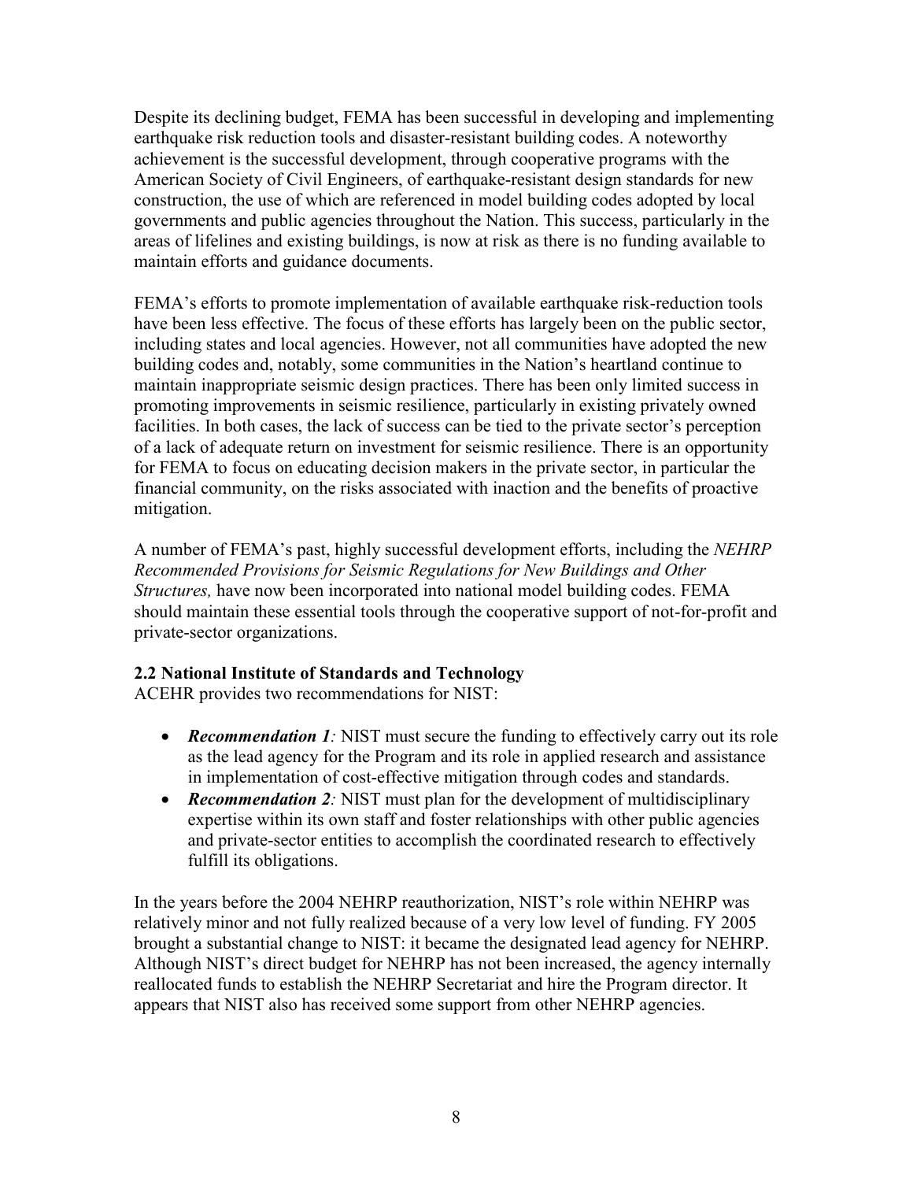Despite its declining budget, FEMA has been successful in developing and implementing earthquake risk reduction tools and disaster-resistant building codes. A noteworthy achievement is the successful development, through cooperative programs with the American Society of Civil Engineers, of earthquake-resistant design standards for new construction, the use of which are referenced in model building codes adopted by local governments and public agencies throughout the Nation. This success, particularly in the areas of lifelines and existing buildings, is now at risk as there is no funding available to maintain efforts and guidance documents.

FEMA's efforts to promote implementation of available earthquake risk-reduction tools have been less effective. The focus of these efforts has largely been on the public sector, including states and local agencies. However, not all communities have adopted the new building codes and, notably, some communities in the Nation's heartland continue to maintain inappropriate seismic design practices. There has been only limited success in promoting improvements in seismic resilience, particularly in existing privately owned facilities. In both cases, the lack of success can be tied to the private sector's perception of a lack of adequate return on investment for seismic resilience. There is an opportunity for FEMA to focus on educating decision makers in the private sector, in particular the financial community, on the risks associated with inaction and the benefits of proactive mitigation.

A number of FEMA's past, highly successful development efforts, including the *NEHRP Recommended Provisions for Seismic Regulations for New Buildings and Other Structures,* have now been incorporated into national model building codes. FEMA should maintain these essential tools through the cooperative support of not-for-profit and private-sector organizations.

### 2.2 National Institute of Standards and Technology

ACEHR provides two recommendations for NIST:

- ***Recommendation 1:*** NIST must secure the funding to effectively carry out its role as the lead agency for the Program and its role in applied research and assistance in implementation of cost-effective mitigation through codes and standards.
- ***Recommendation 2:*** NIST must plan for the development of multidisciplinary expertise within its own staff and foster relationships with other public agencies and private-sector entities to accomplish the coordinated research to effectively fulfill its obligations.

In the years before the 2004 NEHRP reauthorization, NIST's role within NEHRP was relatively minor and not fully realized because of a very low level of funding. FY 2005 brought a substantial change to NIST: it became the designated lead agency for NEHRP. Although NIST's direct budget for NEHRP has not been increased, the agency internally reallocated funds to establish the NEHRP Secretariat and hire the Program director. It appears that NIST also has received some support from other NEHRP agencies.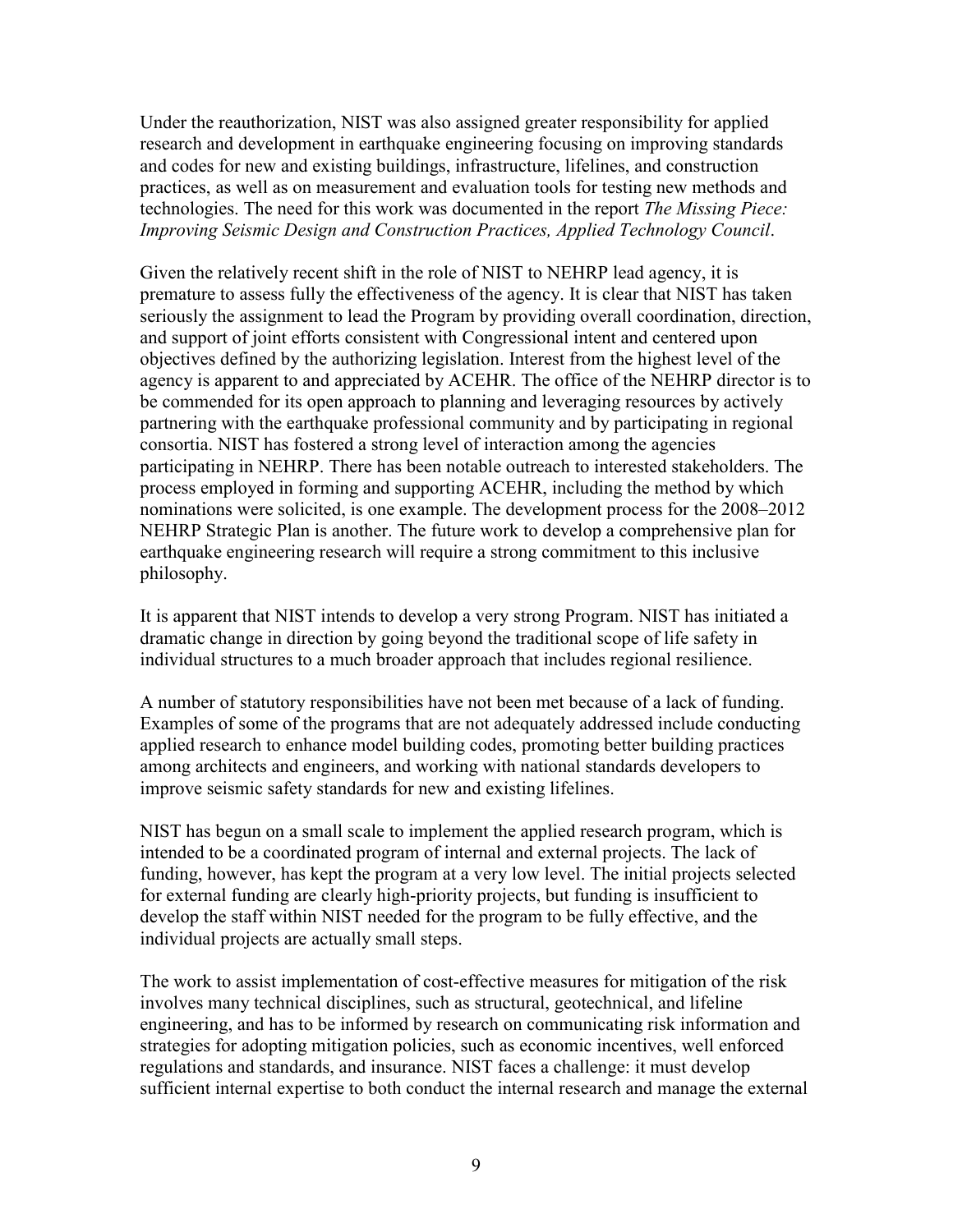Under the reauthorization, NIST was also assigned greater responsibility for applied research and development in earthquake engineering focusing on improving standards and codes for new and existing buildings, infrastructure, lifelines, and construction practices, as well as on measurement and evaluation tools for testing new methods and technologies. The need for this work was documented in the report *The Missing Piece: Improving Seismic Design and Construction Practices, Applied Technology Council*.

Given the relatively recent shift in the role of NIST to NEHRP lead agency, it is premature to assess fully the effectiveness of the agency. It is clear that NIST has taken seriously the assignment to lead the Program by providing overall coordination, direction, and support of joint efforts consistent with Congressional intent and centered upon objectives defined by the authorizing legislation. Interest from the highest level of the agency is apparent to and appreciated by ACEHR. The office of the NEHRP director is to be commended for its open approach to planning and leveraging resources by actively partnering with the earthquake professional community and by participating in regional consortia. NIST has fostered a strong level of interaction among the agencies participating in NEHRP. There has been notable outreach to interested stakeholders. The process employed in forming and supporting ACEHR, including the method by which nominations were solicited, is one example. The development process for the 2008–2012 NEHRP Strategic Plan is another. The future work to develop a comprehensive plan for earthquake engineering research will require a strong commitment to this inclusive philosophy.

It is apparent that NIST intends to develop a very strong Program. NIST has initiated a dramatic change in direction by going beyond the traditional scope of life safety in individual structures to a much broader approach that includes regional resilience.

A number of statutory responsibilities have not been met because of a lack of funding. Examples of some of the programs that are not adequately addressed include conducting applied research to enhance model building codes, promoting better building practices among architects and engineers, and working with national standards developers to improve seismic safety standards for new and existing lifelines.

NIST has begun on a small scale to implement the applied research program, which is intended to be a coordinated program of internal and external projects. The lack of funding, however, has kept the program at a very low level. The initial projects selected for external funding are clearly high-priority projects, but funding is insufficient to develop the staff within NIST needed for the program to be fully effective, and the individual projects are actually small steps.

The work to assist implementation of cost-effective measures for mitigation of the risk involves many technical disciplines, such as structural, geotechnical, and lifeline engineering, and has to be informed by research on communicating risk information and strategies for adopting mitigation policies, such as economic incentives, well enforced regulations and standards, and insurance. NIST faces a challenge: it must develop sufficient internal expertise to both conduct the internal research and manage the external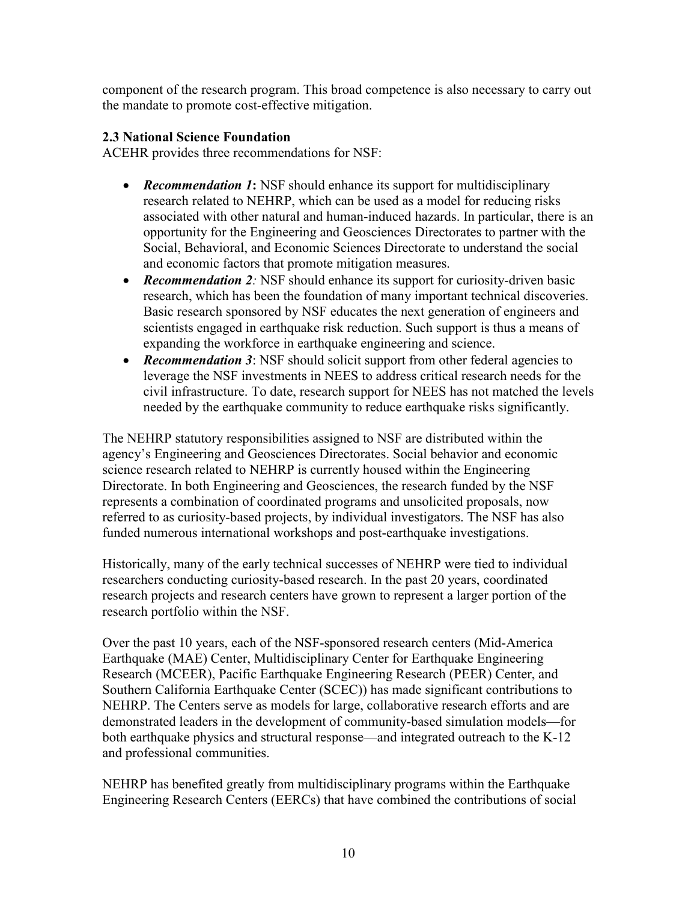component of the research program. This broad competence is also necessary to carry out the mandate to promote cost-effective mitigation.

### 2.3 National Science Foundation

ACEHR provides three recommendations for NSF:

- ***Recommendation 1*****:** NSF should enhance its support for multidisciplinary research related to NEHRP, which can be used as a model for reducing risks associated with other natural and human-induced hazards. In particular, there is an opportunity for the Engineering and Geosciences Directorates to partner with the Social, Behavioral, and Economic Sciences Directorate to understand the social and economic factors that promote mitigation measures.
- ***Recommendation 2****:* NSF should enhance its support for curiosity-driven basic research, which has been the foundation of many important technical discoveries. Basic research sponsored by NSF educates the next generation of engineers and scientists engaged in earthquake risk reduction. Such support is thus a means of expanding the workforce in earthquake engineering and science.
- ***Recommendation 3***: NSF should solicit support from other federal agencies to leverage the NSF investments in NEES to address critical research needs for the civil infrastructure. To date, research support for NEES has not matched the levels needed by the earthquake community to reduce earthquake risks significantly.

The NEHRP statutory responsibilities assigned to NSF are distributed within the agency's Engineering and Geosciences Directorates. Social behavior and economic science research related to NEHRP is currently housed within the Engineering Directorate. In both Engineering and Geosciences, the research funded by the NSF represents a combination of coordinated programs and unsolicited proposals, now referred to as curiosity-based projects, by individual investigators. The NSF has also funded numerous international workshops and post-earthquake investigations.

Historically, many of the early technical successes of NEHRP were tied to individual researchers conducting curiosity-based research. In the past 20 years, coordinated research projects and research centers have grown to represent a larger portion of the research portfolio within the NSF.

Over the past 10 years, each of the NSF-sponsored research centers (Mid-America Earthquake (MAE) Center, Multidisciplinary Center for Earthquake Engineering Research (MCEER), Pacific Earthquake Engineering Research (PEER) Center, and Southern California Earthquake Center (SCEC)) has made significant contributions to NEHRP. The Centers serve as models for large, collaborative research efforts and are demonstrated leaders in the development of community-based simulation models—for both earthquake physics and structural response—and integrated outreach to the K-12 and professional communities.

NEHRP has benefited greatly from multidisciplinary programs within the Earthquake Engineering Research Centers (EERCs) that have combined the contributions of social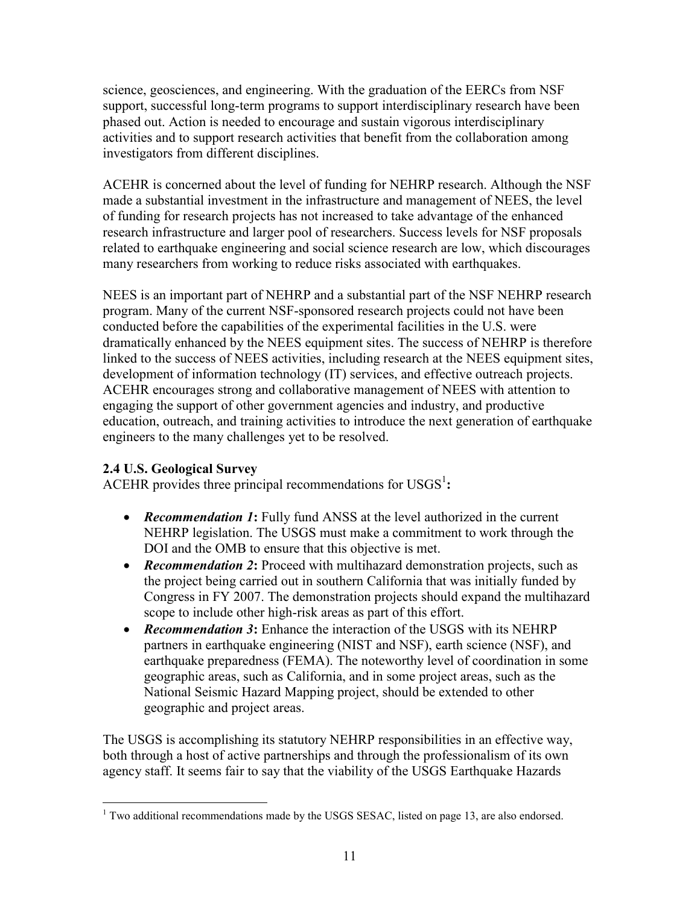science, geosciences, and engineering. With the graduation of the EERCs from NSF support, successful long-term programs to support interdisciplinary research have been phased out. Action is needed to encourage and sustain vigorous interdisciplinary activities and to support research activities that benefit from the collaboration among investigators from different disciplines.

ACEHR is concerned about the level of funding for NEHRP research. Although the NSF made a substantial investment in the infrastructure and management of NEES, the level of funding for research projects has not increased to take advantage of the enhanced research infrastructure and larger pool of researchers. Success levels for NSF proposals related to earthquake engineering and social science research are low, which discourages many researchers from working to reduce risks associated with earthquakes.

NEES is an important part of NEHRP and a substantial part of the NSF NEHRP research program. Many of the current NSF-sponsored research projects could not have been conducted before the capabilities of the experimental facilities in the U.S. were dramatically enhanced by the NEES equipment sites. The success of NEHRP is therefore linked to the success of NEES activities, including research at the NEES equipment sites, development of information technology (IT) services, and effective outreach projects. ACEHR encourages strong and collaborative management of NEES with attention to engaging the support of other government agencies and industry, and productive education, outreach, and training activities to introduce the next generation of earthquake engineers to the many challenges yet to be resolved.

### 2.4 U.S. Geological Survey

ACEHR provides three principal recommendations for USGS[1]**:**

- ***Recommendation 1*****:** Fully fund ANSS at the level authorized in the current NEHRP legislation. The USGS must make a commitment to work through the DOI and the OMB to ensure that this objective is met.
- ***Recommendation 2*****:** Proceed with multihazard demonstration projects, such as the project being carried out in southern California that was initially funded by Congress in FY 2007. The demonstration projects should expand the multihazard scope to include other high-risk areas as part of this effort.
- ***Recommendation 3*****:** Enhance the interaction of the USGS with its NEHRP partners in earthquake engineering (NIST and NSF), earth science (NSF), and earthquake preparedness (FEMA). The noteworthy level of coordination in some geographic areas, such as California, and in some project areas, such as the National Seismic Hazard Mapping project, should be extended to other geographic and project areas.

The USGS is accomplishing its statutory NEHRP responsibilities in an effective way, both through a host of active partnerships and through the professionalism of its own agency staff. It seems fair to say that the viability of the USGS Earthquake Hazards

[1] Two additional recommendations made by the USGS SESAC, listed on page 13, are also endorsed.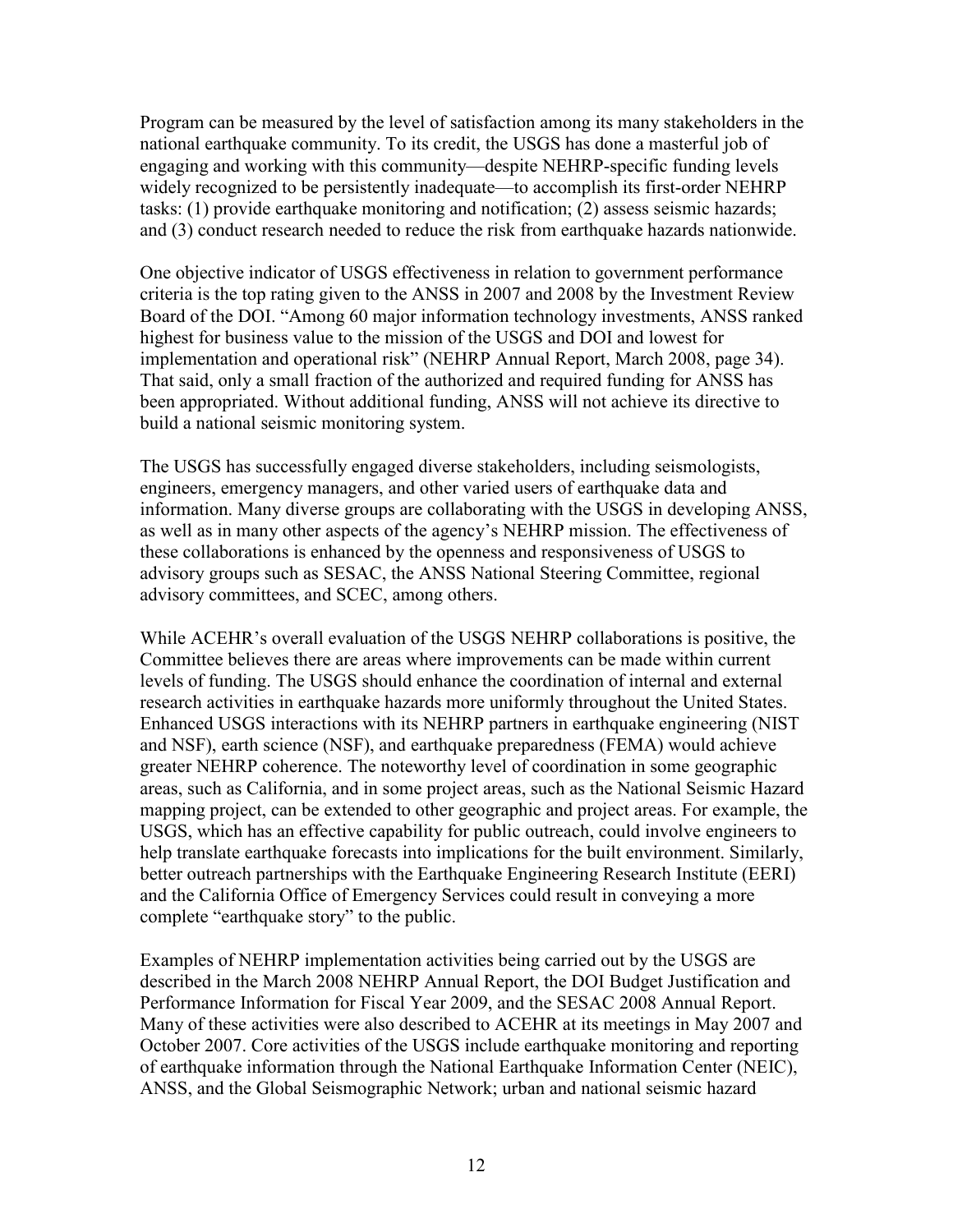Program can be measured by the level of satisfaction among its many stakeholders in the national earthquake community. To its credit, the USGS has done a masterful job of engaging and working with this community—despite NEHRP-specific funding levels widely recognized to be persistently inadequate—to accomplish its first-order NEHRP tasks: (1) provide earthquake monitoring and notification; (2) assess seismic hazards; and (3) conduct research needed to reduce the risk from earthquake hazards nationwide.

One objective indicator of USGS effectiveness in relation to government performance criteria is the top rating given to the ANSS in 2007 and 2008 by the Investment Review Board of the DOI. "Among 60 major information technology investments, ANSS ranked highest for business value to the mission of the USGS and DOI and lowest for implementation and operational risk" (NEHRP Annual Report, March 2008, page 34). That said, only a small fraction of the authorized and required funding for ANSS has been appropriated. Without additional funding, ANSS will not achieve its directive to build a national seismic monitoring system.

The USGS has successfully engaged diverse stakeholders, including seismologists, engineers, emergency managers, and other varied users of earthquake data and information. Many diverse groups are collaborating with the USGS in developing ANSS, as well as in many other aspects of the agency's NEHRP mission. The effectiveness of these collaborations is enhanced by the openness and responsiveness of USGS to advisory groups such as SESAC, the ANSS National Steering Committee, regional advisory committees, and SCEC, among others.

While ACEHR's overall evaluation of the USGS NEHRP collaborations is positive, the Committee believes there are areas where improvements can be made within current levels of funding. The USGS should enhance the coordination of internal and external research activities in earthquake hazards more uniformly throughout the United States. Enhanced USGS interactions with its NEHRP partners in earthquake engineering (NIST and NSF), earth science (NSF), and earthquake preparedness (FEMA) would achieve greater NEHRP coherence. The noteworthy level of coordination in some geographic areas, such as California, and in some project areas, such as the National Seismic Hazard mapping project, can be extended to other geographic and project areas. For example, the USGS, which has an effective capability for public outreach, could involve engineers to help translate earthquake forecasts into implications for the built environment. Similarly, better outreach partnerships with the Earthquake Engineering Research Institute (EERI) and the California Office of Emergency Services could result in conveying a more complete "earthquake story" to the public.

Examples of NEHRP implementation activities being carried out by the USGS are described in the March 2008 NEHRP Annual Report, the DOI Budget Justification and Performance Information for Fiscal Year 2009, and the SESAC 2008 Annual Report. Many of these activities were also described to ACEHR at its meetings in May 2007 and October 2007. Core activities of the USGS include earthquake monitoring and reporting of earthquake information through the National Earthquake Information Center (NEIC), ANSS, and the Global Seismographic Network; urban and national seismic hazard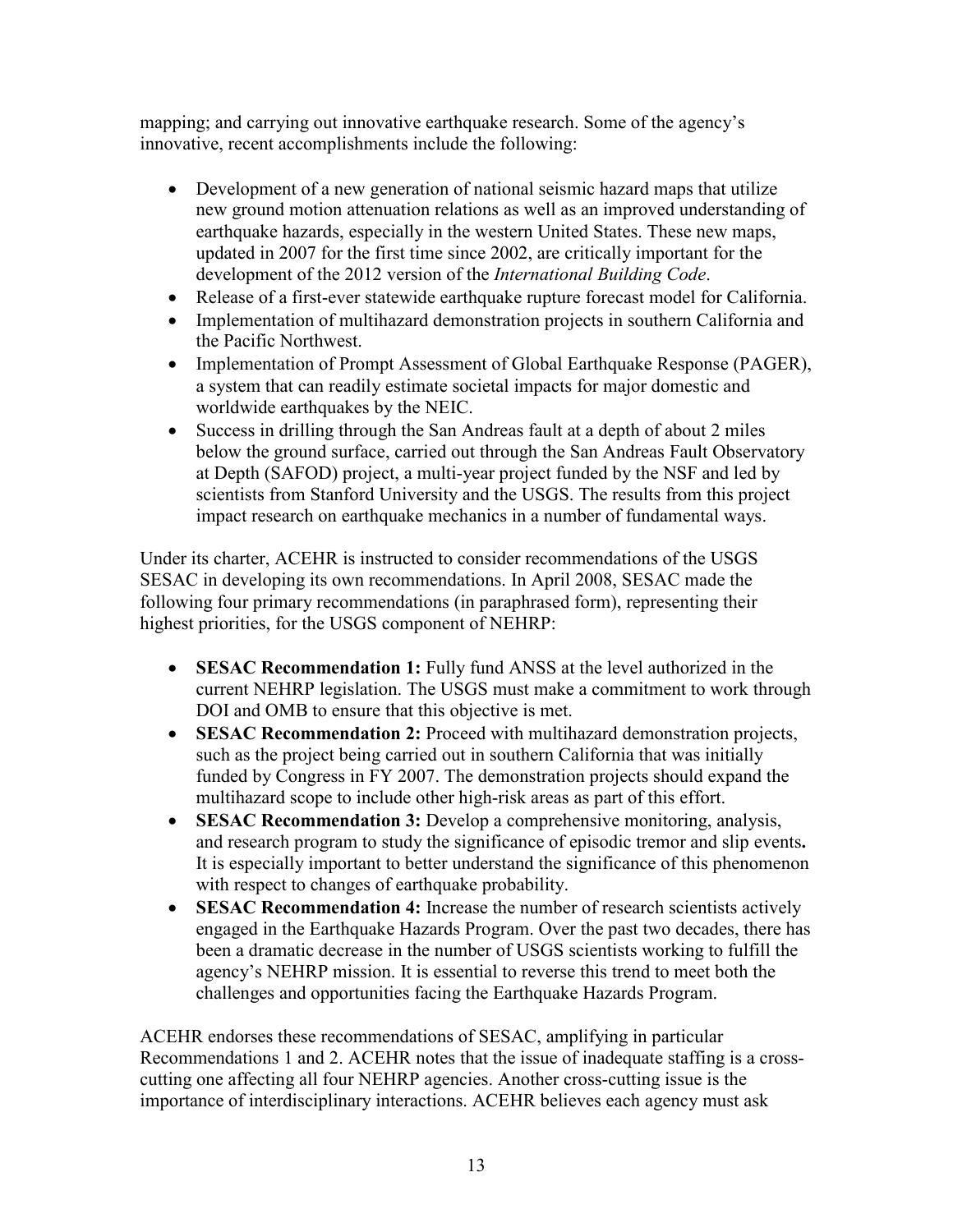mapping; and carrying out innovative earthquake research. Some of the agency's innovative, recent accomplishments include the following:

- Development of a new generation of national seismic hazard maps that utilize new ground motion attenuation relations as well as an improved understanding of earthquake hazards, especially in the western United States. These new maps, updated in 2007 for the first time since 2002, are critically important for the development of the 2012 version of the *International Building Code*.
- Release of a first-ever statewide earthquake rupture forecast model for California.
- Implementation of multihazard demonstration projects in southern California and the Pacific Northwest.
- Implementation of Prompt Assessment of Global Earthquake Response (PAGER), a system that can readily estimate societal impacts for major domestic and worldwide earthquakes by the NEIC.
- Success in drilling through the San Andreas fault at a depth of about 2 miles below the ground surface, carried out through the San Andreas Fault Observatory at Depth (SAFOD) project, a multi-year project funded by the NSF and led by scientists from Stanford University and the USGS. The results from this project impact research on earthquake mechanics in a number of fundamental ways.

Under its charter, ACEHR is instructed to consider recommendations of the USGS SESAC in developing its own recommendations. In April 2008, SESAC made the following four primary recommendations (in paraphrased form), representing their highest priorities, for the USGS component of NEHRP:

- **SESAC Recommendation 1:** Fully fund ANSS at the level authorized in the current NEHRP legislation. The USGS must make a commitment to work through DOI and OMB to ensure that this objective is met.
- **SESAC Recommendation 2:** Proceed with multihazard demonstration projects, such as the project being carried out in southern California that was initially funded by Congress in FY 2007. The demonstration projects should expand the multihazard scope to include other high-risk areas as part of this effort.
- **SESAC Recommendation 3:** Develop a comprehensive monitoring, analysis, and research program to study the significance of episodic tremor and slip events**.** It is especially important to better understand the significance of this phenomenon with respect to changes of earthquake probability.
- **SESAC Recommendation 4:** Increase the number of research scientists actively engaged in the Earthquake Hazards Program. Over the past two decades, there has been a dramatic decrease in the number of USGS scientists working to fulfill the agency's NEHRP mission. It is essential to reverse this trend to meet both the challenges and opportunities facing the Earthquake Hazards Program.

ACEHR endorses these recommendations of SESAC, amplifying in particular Recommendations 1 and 2. ACEHR notes that the issue of inadequate staffing is a cross-cutting one affecting all four NEHRP agencies. Another cross-cutting issue is the importance of interdisciplinary interactions. ACEHR believes each agency must ask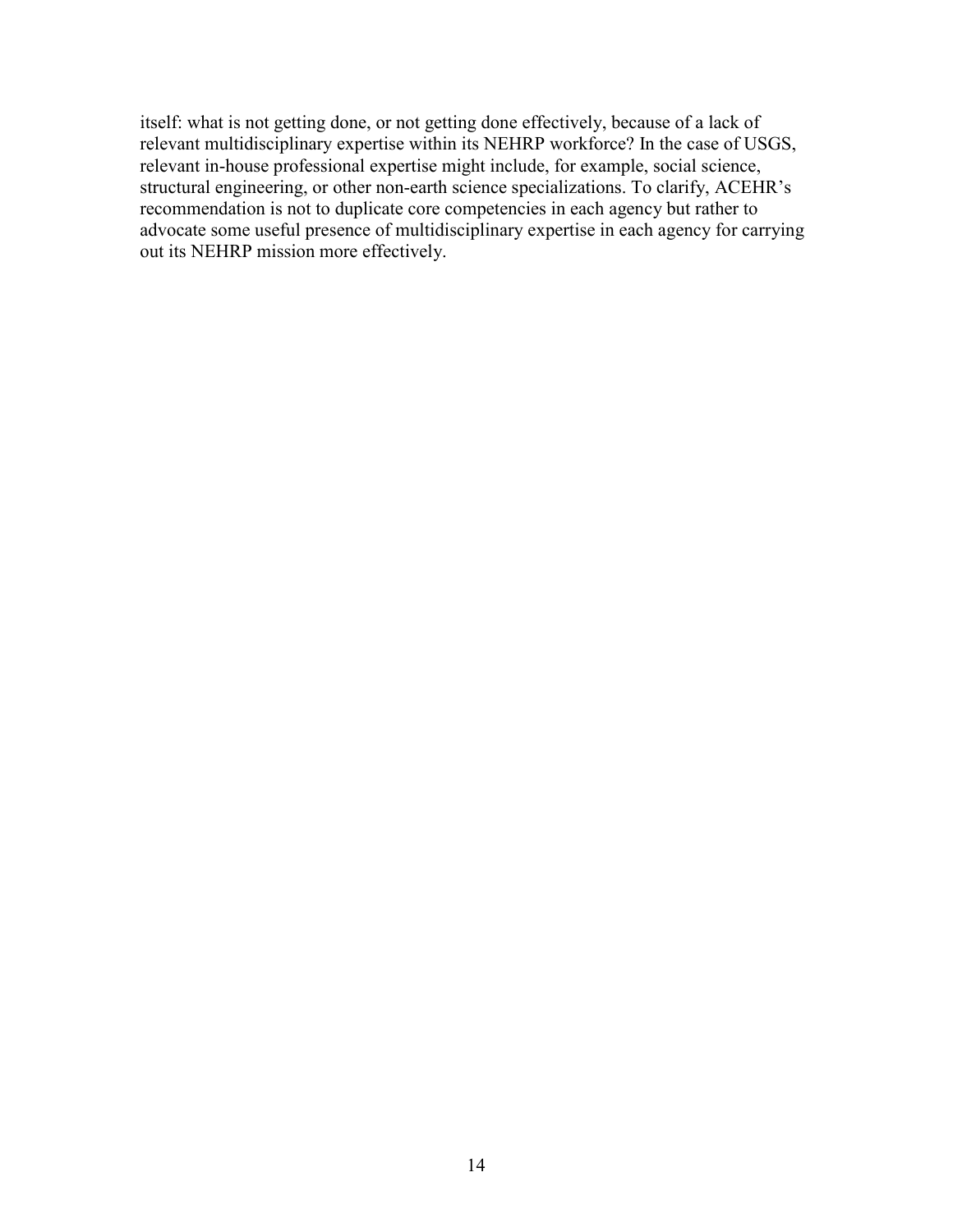itself: what is not getting done, or not getting done effectively, because of a lack of relevant multidisciplinary expertise within its NEHRP workforce? In the case of USGS, relevant in-house professional expertise might include, for example, social science, structural engineering, or other non-earth science specializations. To clarify, ACEHR's recommendation is not to duplicate core competencies in each agency but rather to advocate some useful presence of multidisciplinary expertise in each agency for carrying out its NEHRP mission more effectively.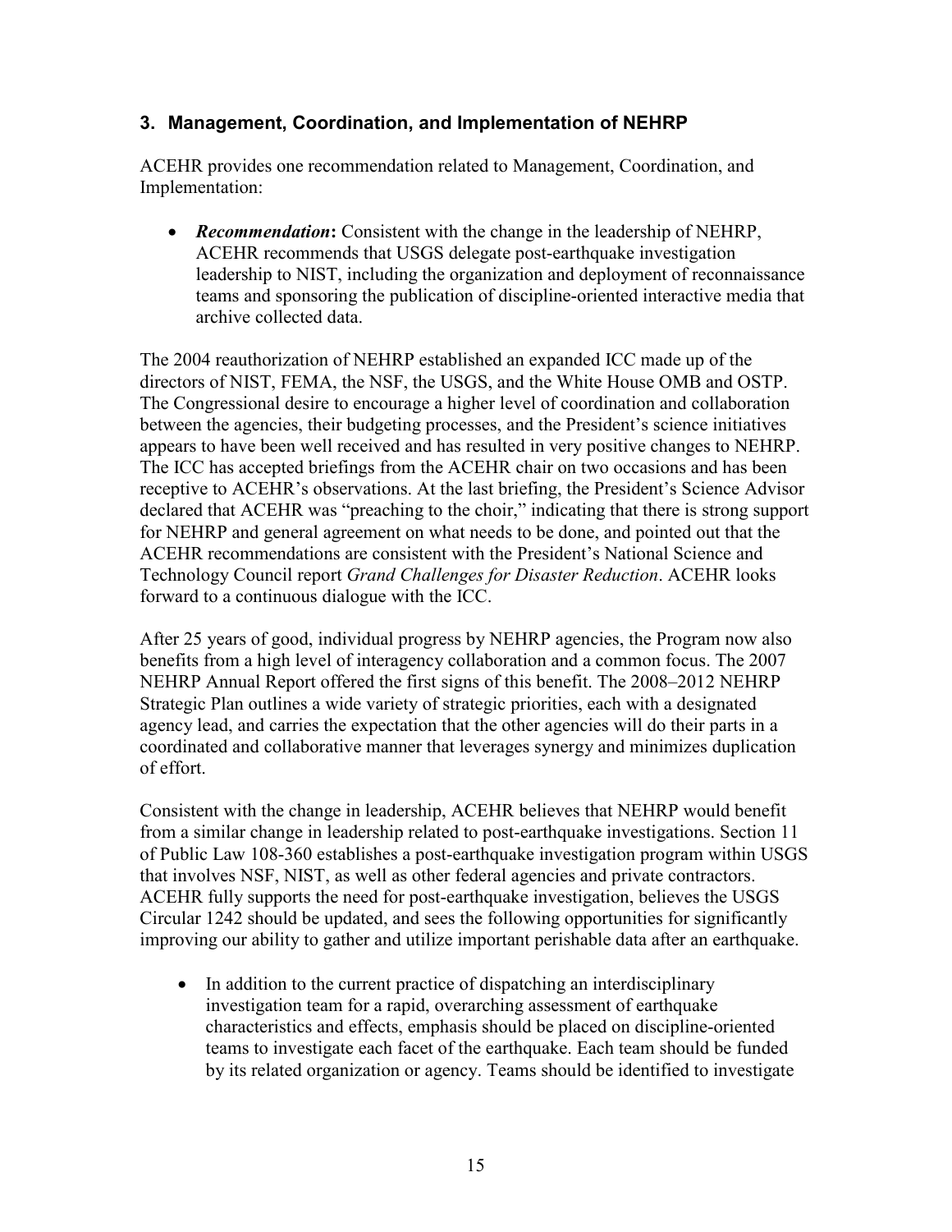## 3. Management, Coordination, and Implementation of NEHRP

ACEHR provides one recommendation related to Management, Coordination, and Implementation:

- ***Recommendation*:** Consistent with the change in the leadership of NEHRP, ACEHR recommends that USGS delegate post-earthquake investigation leadership to NIST, including the organization and deployment of reconnaissance teams and sponsoring the publication of discipline-oriented interactive media that archive collected data.

The 2004 reauthorization of NEHRP established an expanded ICC made up of the directors of NIST, FEMA, the NSF, the USGS, and the White House OMB and OSTP. The Congressional desire to encourage a higher level of coordination and collaboration between the agencies, their budgeting processes, and the President's science initiatives appears to have been well received and has resulted in very positive changes to NEHRP. The ICC has accepted briefings from the ACEHR chair on two occasions and has been receptive to ACEHR's observations. At the last briefing, the President's Science Advisor declared that ACEHR was "preaching to the choir," indicating that there is strong support for NEHRP and general agreement on what needs to be done, and pointed out that the ACEHR recommendations are consistent with the President's National Science and Technology Council report *Grand Challenges for Disaster Reduction*. ACEHR looks forward to a continuous dialogue with the ICC.

After 25 years of good, individual progress by NEHRP agencies, the Program now also benefits from a high level of interagency collaboration and a common focus. The 2007 NEHRP Annual Report offered the first signs of this benefit. The 2008–2012 NEHRP Strategic Plan outlines a wide variety of strategic priorities, each with a designated agency lead, and carries the expectation that the other agencies will do their parts in a coordinated and collaborative manner that leverages synergy and minimizes duplication of effort.

Consistent with the change in leadership, ACEHR believes that NEHRP would benefit from a similar change in leadership related to post-earthquake investigations. Section 11 of Public Law 108-360 establishes a post-earthquake investigation program within USGS that involves NSF, NIST, as well as other federal agencies and private contractors. ACEHR fully supports the need for post-earthquake investigation, believes the USGS Circular 1242 should be updated, and sees the following opportunities for significantly improving our ability to gather and utilize important perishable data after an earthquake.

- In addition to the current practice of dispatching an interdisciplinary investigation team for a rapid, overarching assessment of earthquake characteristics and effects, emphasis should be placed on discipline-oriented teams to investigate each facet of the earthquake. Each team should be funded by its related organization or agency. Teams should be identified to investigate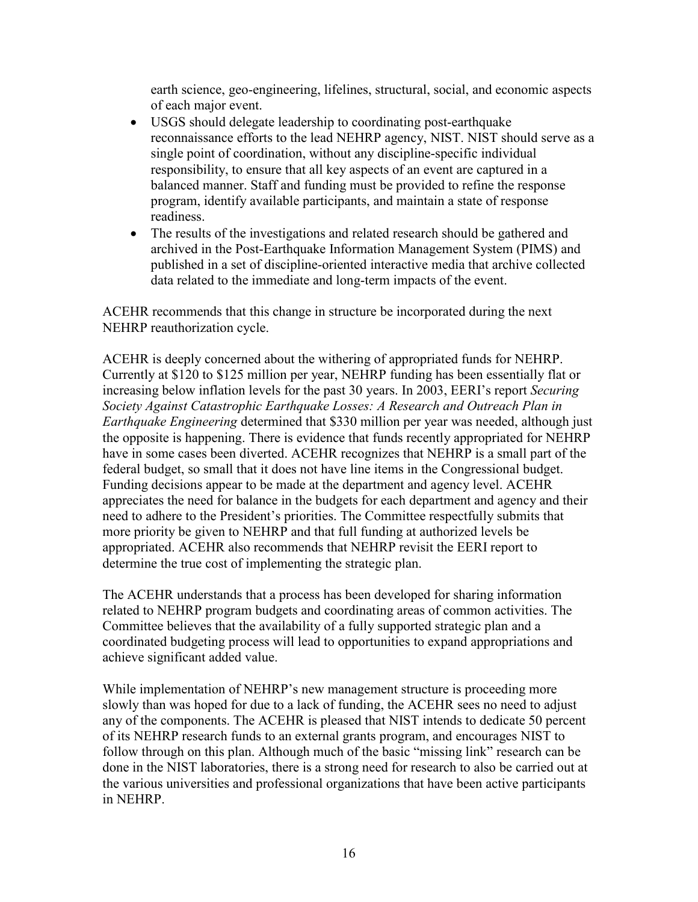earth science, geo-engineering, lifelines, structural, social, and economic aspects of each major event.

- USGS should delegate leadership to coordinating post-earthquake reconnaissance efforts to the lead NEHRP agency, NIST. NIST should serve as a single point of coordination, without any discipline-specific individual responsibility, to ensure that all key aspects of an event are captured in a balanced manner. Staff and funding must be provided to refine the response program, identify available participants, and maintain a state of response readiness.
- The results of the investigations and related research should be gathered and archived in the Post-Earthquake Information Management System (PIMS) and published in a set of discipline-oriented interactive media that archive collected data related to the immediate and long-term impacts of the event.

ACEHR recommends that this change in structure be incorporated during the next NEHRP reauthorization cycle.

ACEHR is deeply concerned about the withering of appropriated funds for NEHRP. Currently at $120 to $125 million per year, NEHRP funding has been essentially flat or increasing below inflation levels for the past 30 years. In 2003, EERI's report *Securing Society Against Catastrophic Earthquake Losses: A Research and Outreach Plan in Earthquake Engineering* determined that $330 million per year was needed, although just the opposite is happening. There is evidence that funds recently appropriated for NEHRP have in some cases been diverted. ACEHR recognizes that NEHRP is a small part of the federal budget, so small that it does not have line items in the Congressional budget. Funding decisions appear to be made at the department and agency level. ACEHR appreciates the need for balance in the budgets for each department and agency and their need to adhere to the President's priorities. The Committee respectfully submits that more priority be given to NEHRP and that full funding at authorized levels be appropriated. ACEHR also recommends that NEHRP revisit the EERI report to determine the true cost of implementing the strategic plan.

The ACEHR understands that a process has been developed for sharing information related to NEHRP program budgets and coordinating areas of common activities. The Committee believes that the availability of a fully supported strategic plan and a coordinated budgeting process will lead to opportunities to expand appropriations and achieve significant added value.

While implementation of NEHRP's new management structure is proceeding more slowly than was hoped for due to a lack of funding, the ACEHR sees no need to adjust any of the components. The ACEHR is pleased that NIST intends to dedicate 50 percent of its NEHRP research funds to an external grants program, and encourages NIST to follow through on this plan. Although much of the basic "missing link" research can be done in the NIST laboratories, there is a strong need for research to also be carried out at the various universities and professional organizations that have been active participants in NEHRP.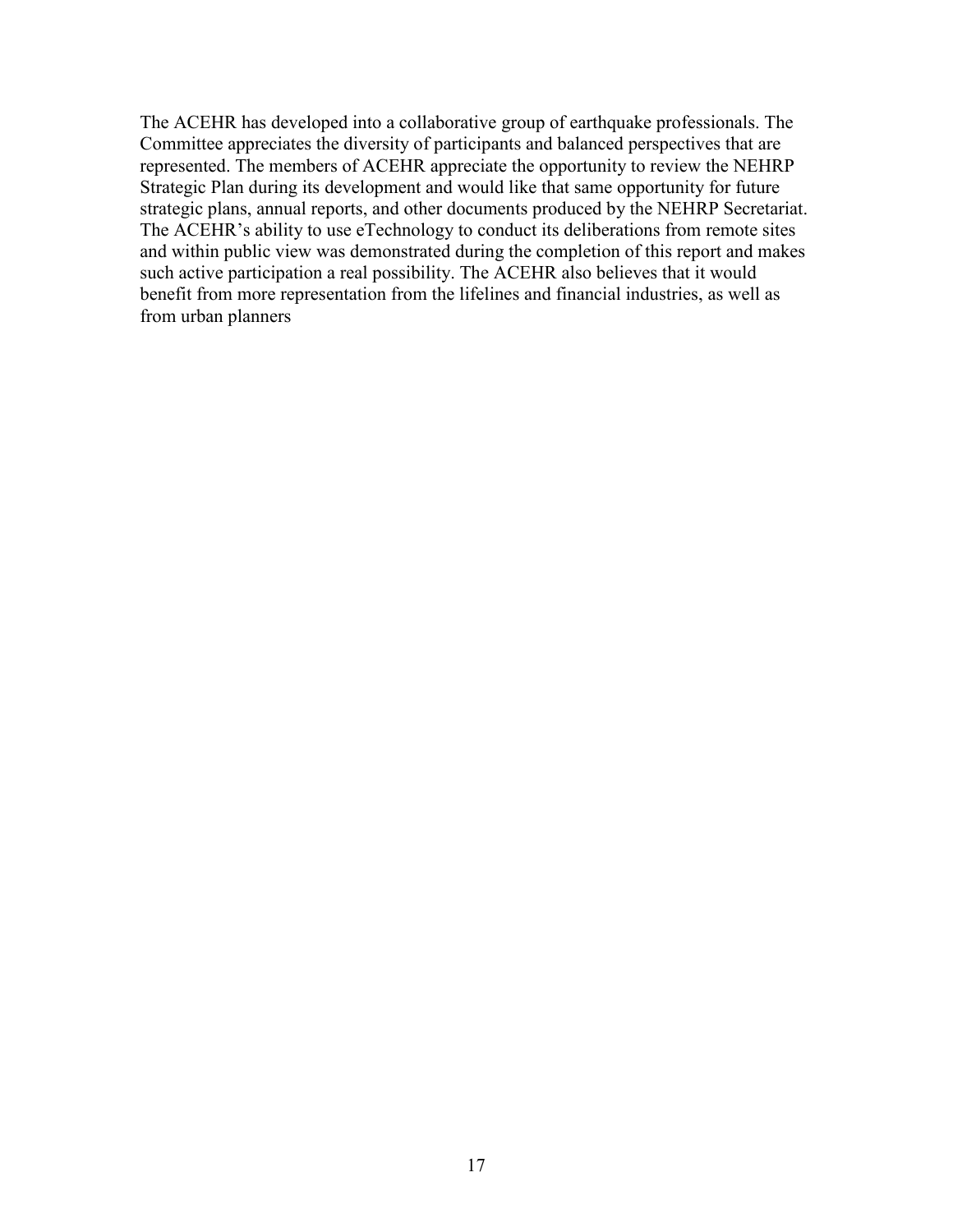The ACEHR has developed into a collaborative group of earthquake professionals. The Committee appreciates the diversity of participants and balanced perspectives that are represented. The members of ACEHR appreciate the opportunity to review the NEHRP Strategic Plan during its development and would like that same opportunity for future strategic plans, annual reports, and other documents produced by the NEHRP Secretariat. The ACEHR's ability to use eTechnology to conduct its deliberations from remote sites and within public view was demonstrated during the completion of this report and makes such active participation a real possibility. The ACEHR also believes that it would benefit from more representation from the lifelines and financial industries, as well as from urban planners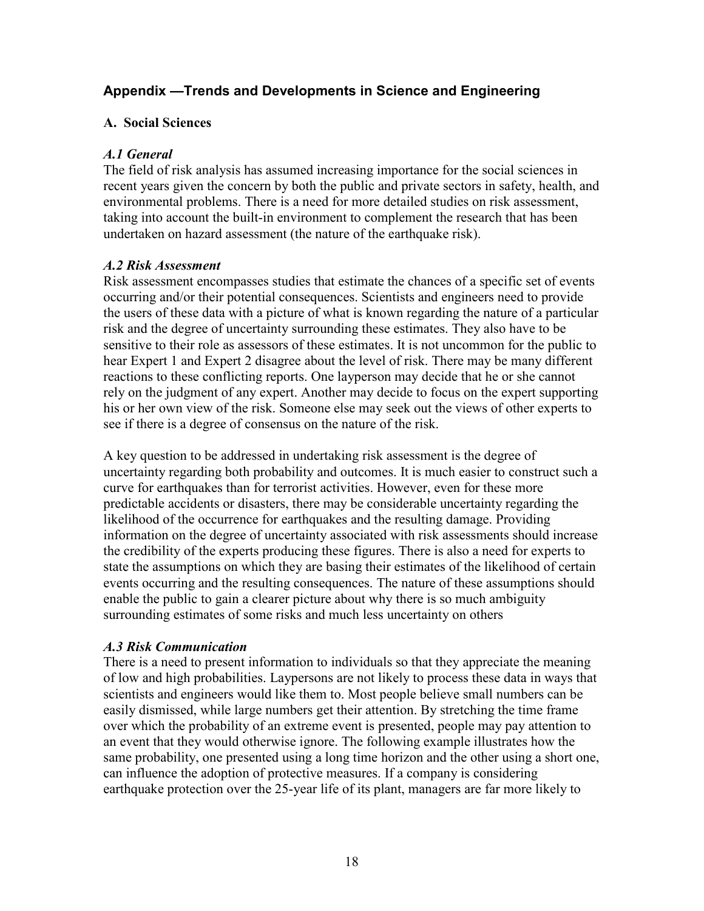## Appendix —Trends and Developments in Science and Engineering

### A. Social Sciences

#### *A.1 General*

The field of risk analysis has assumed increasing importance for the social sciences in recent years given the concern by both the public and private sectors in safety, health, and environmental problems. There is a need for more detailed studies on risk assessment, taking into account the built-in environment to complement the research that has been undertaken on hazard assessment (the nature of the earthquake risk).

#### *A.2 Risk Assessment*

Risk assessment encompasses studies that estimate the chances of a specific set of events occurring and/or their potential consequences. Scientists and engineers need to provide the users of these data with a picture of what is known regarding the nature of a particular risk and the degree of uncertainty surrounding these estimates. They also have to be sensitive to their role as assessors of these estimates. It is not uncommon for the public to hear Expert 1 and Expert 2 disagree about the level of risk. There may be many different reactions to these conflicting reports. One layperson may decide that he or she cannot rely on the judgment of any expert. Another may decide to focus on the expert supporting his or her own view of the risk. Someone else may seek out the views of other experts to see if there is a degree of consensus on the nature of the risk.

A key question to be addressed in undertaking risk assessment is the degree of uncertainty regarding both probability and outcomes. It is much easier to construct such a curve for earthquakes than for terrorist activities. However, even for these more predictable accidents or disasters, there may be considerable uncertainty regarding the likelihood of the occurrence for earthquakes and the resulting damage. Providing information on the degree of uncertainty associated with risk assessments should increase the credibility of the experts producing these figures. There is also a need for experts to state the assumptions on which they are basing their estimates of the likelihood of certain events occurring and the resulting consequences. The nature of these assumptions should enable the public to gain a clearer picture about why there is so much ambiguity surrounding estimates of some risks and much less uncertainty on others

#### *A.3 Risk Communication*

There is a need to present information to individuals so that they appreciate the meaning of low and high probabilities. Laypersons are not likely to process these data in ways that scientists and engineers would like them to. Most people believe small numbers can be easily dismissed, while large numbers get their attention. By stretching the time frame over which the probability of an extreme event is presented, people may pay attention to an event that they would otherwise ignore. The following example illustrates how the same probability, one presented using a long time horizon and the other using a short one, can influence the adoption of protective measures. If a company is considering earthquake protection over the 25-year life of its plant, managers are far more likely to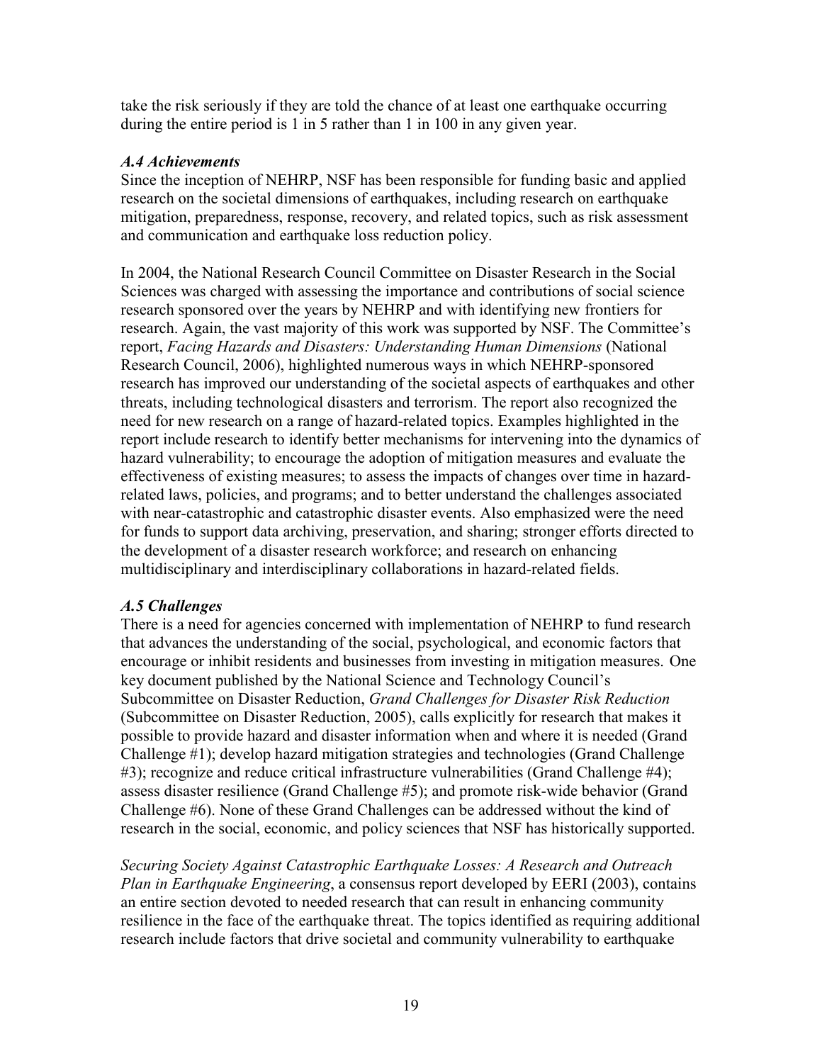take the risk seriously if they are told the chance of at least one earthquake occurring during the entire period is 1 in 5 rather than 1 in 100 in any given year.

### *A.4 Achievements*

Since the inception of NEHRP, NSF has been responsible for funding basic and applied research on the societal dimensions of earthquakes, including research on earthquake mitigation, preparedness, response, recovery, and related topics, such as risk assessment and communication and earthquake loss reduction policy.

In 2004, the National Research Council Committee on Disaster Research in the Social Sciences was charged with assessing the importance and contributions of social science research sponsored over the years by NEHRP and with identifying new frontiers for research. Again, the vast majority of this work was supported by NSF. The Committee's report, *Facing Hazards and Disasters: Understanding Human Dimensions* (National Research Council, 2006), highlighted numerous ways in which NEHRP-sponsored research has improved our understanding of the societal aspects of earthquakes and other threats, including technological disasters and terrorism. The report also recognized the need for new research on a range of hazard-related topics. Examples highlighted in the report include research to identify better mechanisms for intervening into the dynamics of hazard vulnerability; to encourage the adoption of mitigation measures and evaluate the effectiveness of existing measures; to assess the impacts of changes over time in hazard-related laws, policies, and programs; and to better understand the challenges associated with near-catastrophic and catastrophic disaster events. Also emphasized were the need for funds to support data archiving, preservation, and sharing; stronger efforts directed to the development of a disaster research workforce; and research on enhancing multidisciplinary and interdisciplinary collaborations in hazard-related fields.

### *A.5 Challenges*

There is a need for agencies concerned with implementation of NEHRP to fund research that advances the understanding of the social, psychological, and economic factors that encourage or inhibit residents and businesses from investing in mitigation measures. One key document published by the National Science and Technology Council's Subcommittee on Disaster Reduction, *Grand Challenges for Disaster Risk Reduction* (Subcommittee on Disaster Reduction, 2005), calls explicitly for research that makes it possible to provide hazard and disaster information when and where it is needed (Grand Challenge #1); develop hazard mitigation strategies and technologies (Grand Challenge #3); recognize and reduce critical infrastructure vulnerabilities (Grand Challenge #4); assess disaster resilience (Grand Challenge #5); and promote risk-wide behavior (Grand Challenge #6). None of these Grand Challenges can be addressed without the kind of research in the social, economic, and policy sciences that NSF has historically supported.

*Securing Society Against Catastrophic Earthquake Losses: A Research and Outreach Plan in Earthquake Engineering*, a consensus report developed by EERI (2003), contains an entire section devoted to needed research that can result in enhancing community resilience in the face of the earthquake threat. The topics identified as requiring additional research include factors that drive societal and community vulnerability to earthquake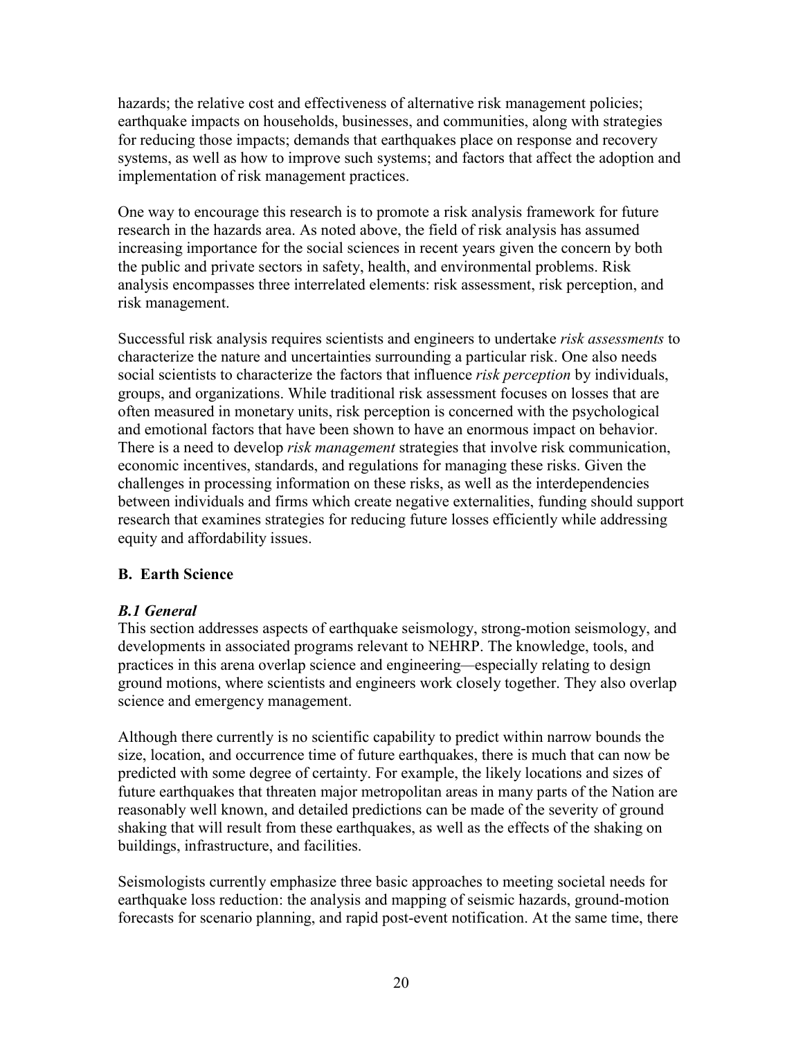hazards; the relative cost and effectiveness of alternative risk management policies; earthquake impacts on households, businesses, and communities, along with strategies for reducing those impacts; demands that earthquakes place on response and recovery systems, as well as how to improve such systems; and factors that affect the adoption and implementation of risk management practices.

One way to encourage this research is to promote a risk analysis framework for future research in the hazards area. As noted above, the field of risk analysis has assumed increasing importance for the social sciences in recent years given the concern by both the public and private sectors in safety, health, and environmental problems. Risk analysis encompasses three interrelated elements: risk assessment, risk perception, and risk management.

Successful risk analysis requires scientists and engineers to undertake *risk assessments* to characterize the nature and uncertainties surrounding a particular risk. One also needs social scientists to characterize the factors that influence *risk perception* by individuals, groups, and organizations. While traditional risk assessment focuses on losses that are often measured in monetary units, risk perception is concerned with the psychological and emotional factors that have been shown to have an enormous impact on behavior. There is a need to develop *risk management* strategies that involve risk communication, economic incentives, standards, and regulations for managing these risks. Given the challenges in processing information on these risks, as well as the interdependencies between individuals and firms which create negative externalities, funding should support research that examines strategies for reducing future losses efficiently while addressing equity and affordability issues.

## B. Earth Science

### *B.1 General*

This section addresses aspects of earthquake seismology, strong-motion seismology, and developments in associated programs relevant to NEHRP. The knowledge, tools, and practices in this arena overlap science and engineering—especially relating to design ground motions, where scientists and engineers work closely together. They also overlap science and emergency management.

Although there currently is no scientific capability to predict within narrow bounds the size, location, and occurrence time of future earthquakes, there is much that can now be predicted with some degree of certainty. For example, the likely locations and sizes of future earthquakes that threaten major metropolitan areas in many parts of the Nation are reasonably well known, and detailed predictions can be made of the severity of ground shaking that will result from these earthquakes, as well as the effects of the shaking on buildings, infrastructure, and facilities.

Seismologists currently emphasize three basic approaches to meeting societal needs for earthquake loss reduction: the analysis and mapping of seismic hazards, ground-motion forecasts for scenario planning, and rapid post-event notification. At the same time, there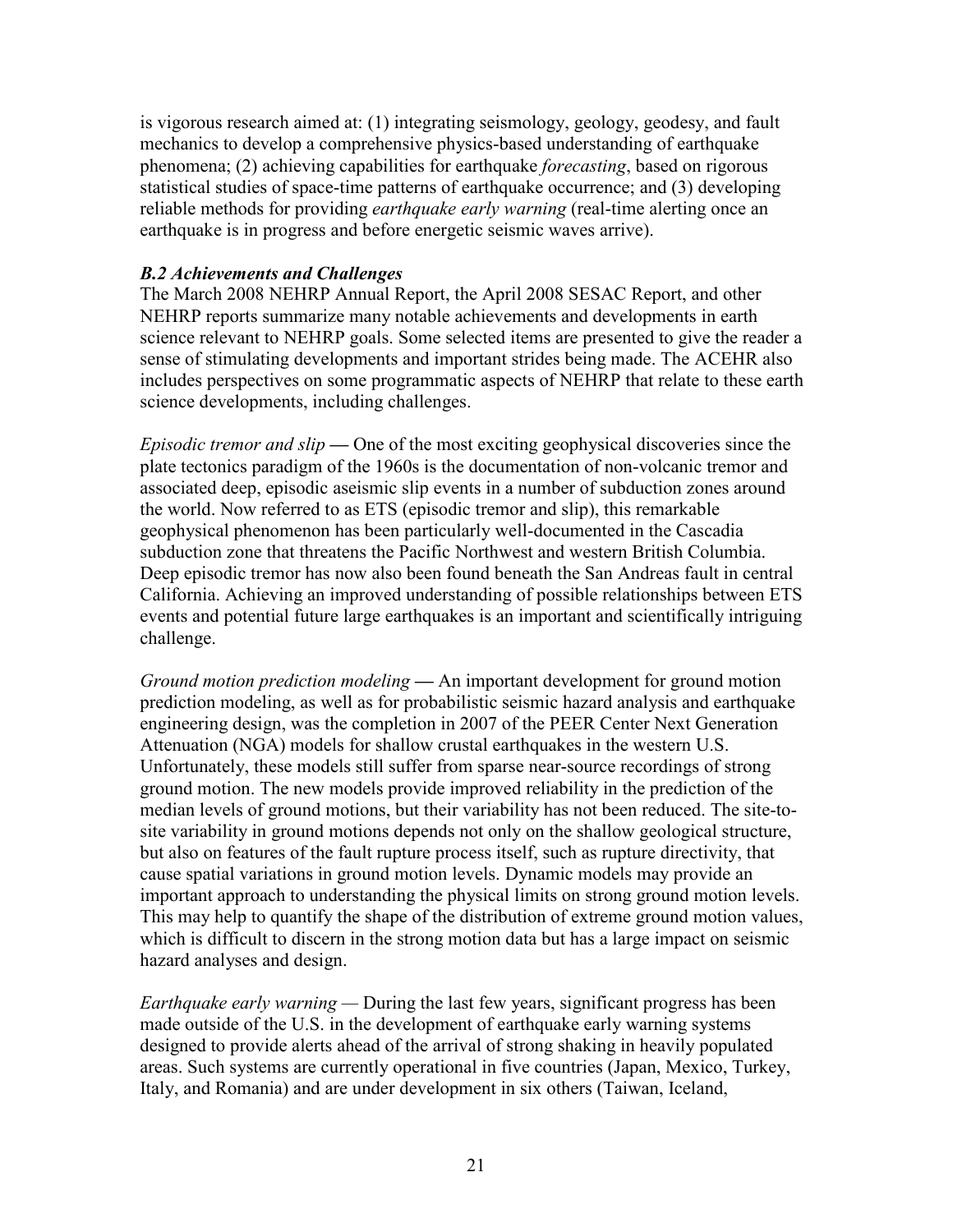is vigorous research aimed at: (1) integrating seismology, geology, geodesy, and fault mechanics to develop a comprehensive physics-based understanding of earthquake phenomena; (2) achieving capabilities for earthquake *forecasting*, based on rigorous statistical studies of space-time patterns of earthquake occurrence; and (3) developing reliable methods for providing *earthquake early warning* (real-time alerting once an earthquake is in progress and before energetic seismic waves arrive).

### *B.2 Achievements and Challenges*

The March 2008 NEHRP Annual Report, the April 2008 SESAC Report, and other NEHRP reports summarize many notable achievements and developments in earth science relevant to NEHRP goals. Some selected items are presented to give the reader a sense of stimulating developments and important strides being made. The ACEHR also includes perspectives on some programmatic aspects of NEHRP that relate to these earth science developments, including challenges.

*Episodic tremor and slip* **—** One of the most exciting geophysical discoveries since the plate tectonics paradigm of the 1960s is the documentation of non-volcanic tremor and associated deep, episodic aseismic slip events in a number of subduction zones around the world. Now referred to as ETS (episodic tremor and slip), this remarkable geophysical phenomenon has been particularly well-documented in the Cascadia subduction zone that threatens the Pacific Northwest and western British Columbia. Deep episodic tremor has now also been found beneath the San Andreas fault in central California. Achieving an improved understanding of possible relationships between ETS events and potential future large earthquakes is an important and scientifically intriguing challenge.

*Ground motion prediction modeling* **—** An important development for ground motion prediction modeling, as well as for probabilistic seismic hazard analysis and earthquake engineering design, was the completion in 2007 of the PEER Center Next Generation Attenuation (NGA) models for shallow crustal earthquakes in the western U.S. Unfortunately, these models still suffer from sparse near-source recordings of strong ground motion. The new models provide improved reliability in the prediction of the median levels of ground motions, but their variability has not been reduced. The site-to-site variability in ground motions depends not only on the shallow geological structure, but also on features of the fault rupture process itself, such as rupture directivity, that cause spatial variations in ground motion levels. Dynamic models may provide an important approach to understanding the physical limits on strong ground motion levels. This may help to quantify the shape of the distribution of extreme ground motion values, which is difficult to discern in the strong motion data but has a large impact on seismic hazard analyses and design.

*Earthquake early warning —* During the last few years, significant progress has been made outside of the U.S. in the development of earthquake early warning systems designed to provide alerts ahead of the arrival of strong shaking in heavily populated areas. Such systems are currently operational in five countries (Japan, Mexico, Turkey, Italy, and Romania) and are under development in six others (Taiwan, Iceland,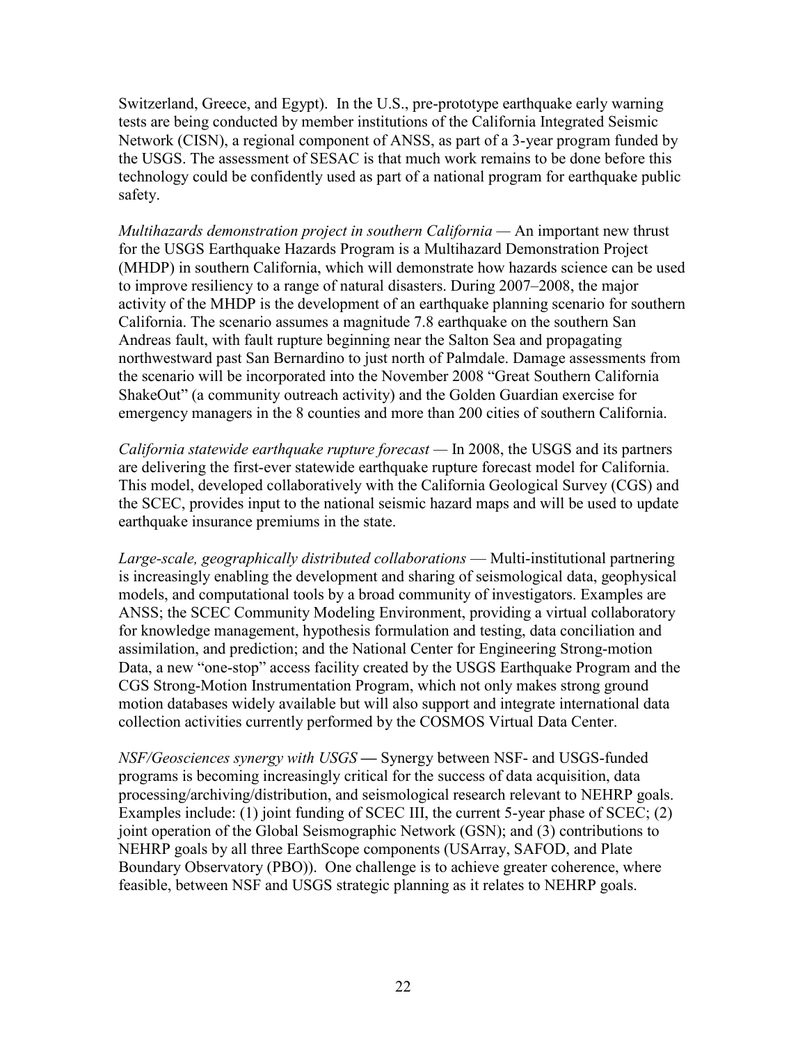Switzerland, Greece, and Egypt). In the U.S., pre-prototype earthquake early warning tests are being conducted by member institutions of the California Integrated Seismic Network (CISN), a regional component of ANSS, as part of a 3-year program funded by the USGS. The assessment of SESAC is that much work remains to be done before this technology could be confidently used as part of a national program for earthquake public safety.

*Multihazards demonstration project in southern California* — An important new thrust for the USGS Earthquake Hazards Program is a Multihazard Demonstration Project (MHDP) in southern California, which will demonstrate how hazards science can be used to improve resiliency to a range of natural disasters. During 2007–2008, the major activity of the MHDP is the development of an earthquake planning scenario for southern California. The scenario assumes a magnitude 7.8 earthquake on the southern San Andreas fault, with fault rupture beginning near the Salton Sea and propagating northwestward past San Bernardino to just north of Palmdale. Damage assessments from the scenario will be incorporated into the November 2008 "Great Southern California ShakeOut" (a community outreach activity) and the Golden Guardian exercise for emergency managers in the 8 counties and more than 200 cities of southern California.

*California statewide earthquake rupture forecast* — In 2008, the USGS and its partners are delivering the first-ever statewide earthquake rupture forecast model for California. This model, developed collaboratively with the California Geological Survey (CGS) and the SCEC, provides input to the national seismic hazard maps and will be used to update earthquake insurance premiums in the state.

*Large-scale, geographically distributed collaborations* — Multi-institutional partnering is increasingly enabling the development and sharing of seismological data, geophysical models, and computational tools by a broad community of investigators. Examples are ANSS; the SCEC Community Modeling Environment, providing a virtual collaboratory for knowledge management, hypothesis formulation and testing, data conciliation and assimilation, and prediction; and the National Center for Engineering Strong-motion Data, a new "one-stop" access facility created by the USGS Earthquake Program and the CGS Strong-Motion Instrumentation Program, which not only makes strong ground motion databases widely available but will also support and integrate international data collection activities currently performed by the COSMOS Virtual Data Center.

*NSF/Geosciences synergy with USGS* **—** Synergy between NSF- and USGS-funded programs is becoming increasingly critical for the success of data acquisition, data processing/archiving/distribution, and seismological research relevant to NEHRP goals. Examples include: (1) joint funding of SCEC III, the current 5-year phase of SCEC; (2) joint operation of the Global Seismographic Network (GSN); and (3) contributions to NEHRP goals by all three EarthScope components (USArray, SAFOD, and Plate Boundary Observatory (PBO)). One challenge is to achieve greater coherence, where feasible, between NSF and USGS strategic planning as it relates to NEHRP goals.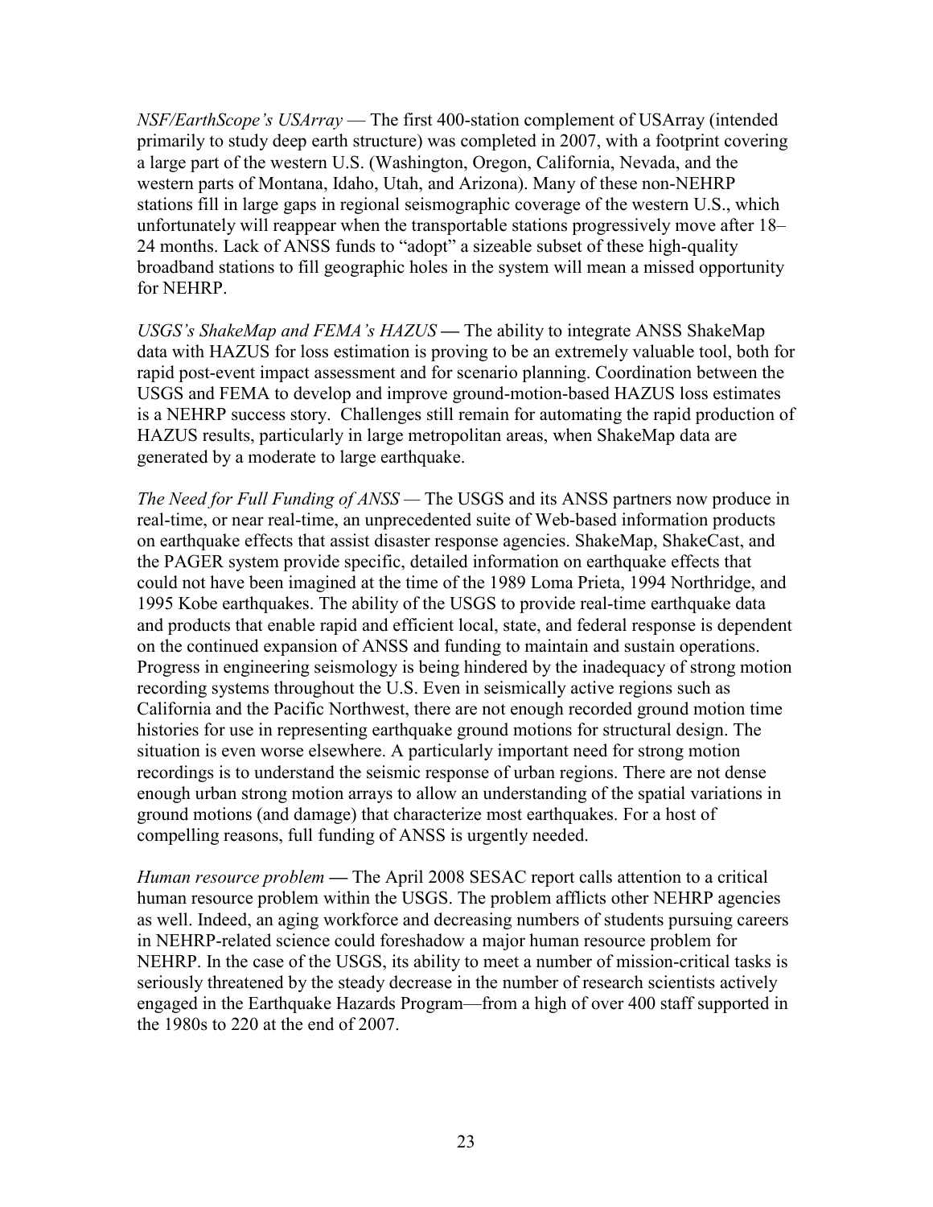*NSF/EarthScope's USArray* — The first 400-station complement of USArray (intended primarily to study deep earth structure) was completed in 2007, with a footprint covering a large part of the western U.S. (Washington, Oregon, California, Nevada, and the western parts of Montana, Idaho, Utah, and Arizona). Many of these non-NEHRP stations fill in large gaps in regional seismographic coverage of the western U.S., which unfortunately will reappear when the transportable stations progressively move after 18–24 months. Lack of ANSS funds to "adopt" a sizeable subset of these high-quality broadband stations to fill geographic holes in the system will mean a missed opportunity for NEHRP.

*USGS's ShakeMap and FEMA's HAZUS* **—** The ability to integrate ANSS ShakeMap data with HAZUS for loss estimation is proving to be an extremely valuable tool, both for rapid post-event impact assessment and for scenario planning. Coordination between the USGS and FEMA to develop and improve ground-motion-based HAZUS loss estimates is a NEHRP success story. Challenges still remain for automating the rapid production of HAZUS results, particularly in large metropolitan areas, when ShakeMap data are generated by a moderate to large earthquake.

*The Need for Full Funding of ANSS —* The USGS and its ANSS partners now produce in real-time, or near real-time, an unprecedented suite of Web-based information products on earthquake effects that assist disaster response agencies. ShakeMap, ShakeCast, and the PAGER system provide specific, detailed information on earthquake effects that could not have been imagined at the time of the 1989 Loma Prieta, 1994 Northridge, and 1995 Kobe earthquakes. The ability of the USGS to provide real-time earthquake data and products that enable rapid and efficient local, state, and federal response is dependent on the continued expansion of ANSS and funding to maintain and sustain operations. Progress in engineering seismology is being hindered by the inadequacy of strong motion recording systems throughout the U.S. Even in seismically active regions such as California and the Pacific Northwest, there are not enough recorded ground motion time histories for use in representing earthquake ground motions for structural design. The situation is even worse elsewhere. A particularly important need for strong motion recordings is to understand the seismic response of urban regions. There are not dense enough urban strong motion arrays to allow an understanding of the spatial variations in ground motions (and damage) that characterize most earthquakes. For a host of compelling reasons, full funding of ANSS is urgently needed.

*Human resource problem* **—** The April 2008 SESAC report calls attention to a critical human resource problem within the USGS. The problem afflicts other NEHRP agencies as well. Indeed, an aging workforce and decreasing numbers of students pursuing careers in NEHRP-related science could foreshadow a major human resource problem for NEHRP. In the case of the USGS, its ability to meet a number of mission-critical tasks is seriously threatened by the steady decrease in the number of research scientists actively engaged in the Earthquake Hazards Program—from a high of over 400 staff supported in the 1980s to 220 at the end of 2007.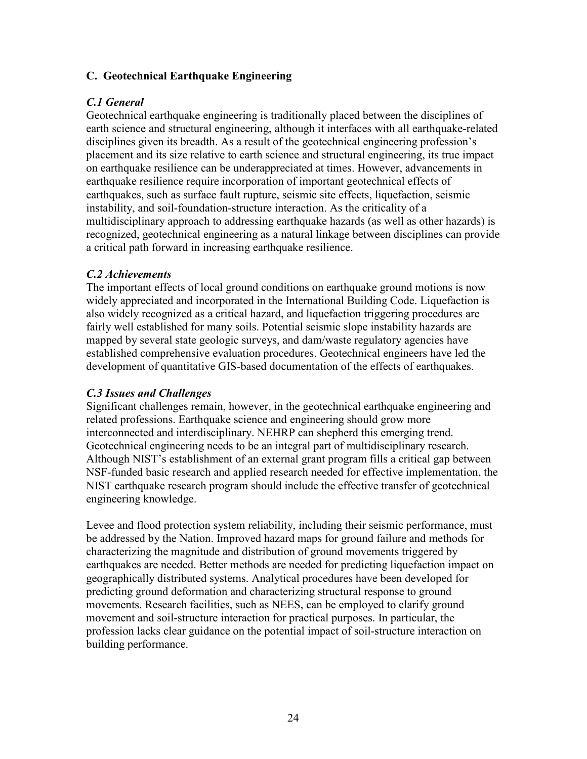## C. Geotechnical Earthquake Engineering

### *C.1 General*

Geotechnical earthquake engineering is traditionally placed between the disciplines of earth science and structural engineering, although it interfaces with all earthquake-related disciplines given its breadth. As a result of the geotechnical engineering profession's placement and its size relative to earth science and structural engineering, its true impact on earthquake resilience can be underappreciated at times. However, advancements in earthquake resilience require incorporation of important geotechnical effects of earthquakes, such as surface fault rupture, seismic site effects, liquefaction, seismic instability, and soil-foundation-structure interaction. As the criticality of a multidisciplinary approach to addressing earthquake hazards (as well as other hazards) is recognized, geotechnical engineering as a natural linkage between disciplines can provide a critical path forward in increasing earthquake resilience.

### *C.2 Achievements*

The important effects of local ground conditions on earthquake ground motions is now widely appreciated and incorporated in the International Building Code. Liquefaction is also widely recognized as a critical hazard, and liquefaction triggering procedures are fairly well established for many soils. Potential seismic slope instability hazards are mapped by several state geologic surveys, and dam/waste regulatory agencies have established comprehensive evaluation procedures. Geotechnical engineers have led the development of quantitative GIS-based documentation of the effects of earthquakes.

### *C.3 Issues and Challenges*

Significant challenges remain, however, in the geotechnical earthquake engineering and related professions. Earthquake science and engineering should grow more interconnected and interdisciplinary. NEHRP can shepherd this emerging trend. Geotechnical engineering needs to be an integral part of multidisciplinary research. Although NIST's establishment of an external grant program fills a critical gap between NSF-funded basic research and applied research needed for effective implementation, the NIST earthquake research program should include the effective transfer of geotechnical engineering knowledge.

Levee and flood protection system reliability, including their seismic performance, must be addressed by the Nation. Improved hazard maps for ground failure and methods for characterizing the magnitude and distribution of ground movements triggered by earthquakes are needed. Better methods are needed for predicting liquefaction impact on geographically distributed systems. Analytical procedures have been developed for predicting ground deformation and characterizing structural response to ground movements. Research facilities, such as NEES, can be employed to clarify ground movement and soil-structure interaction for practical purposes. In particular, the profession lacks clear guidance on the potential impact of soil-structure interaction on building performance.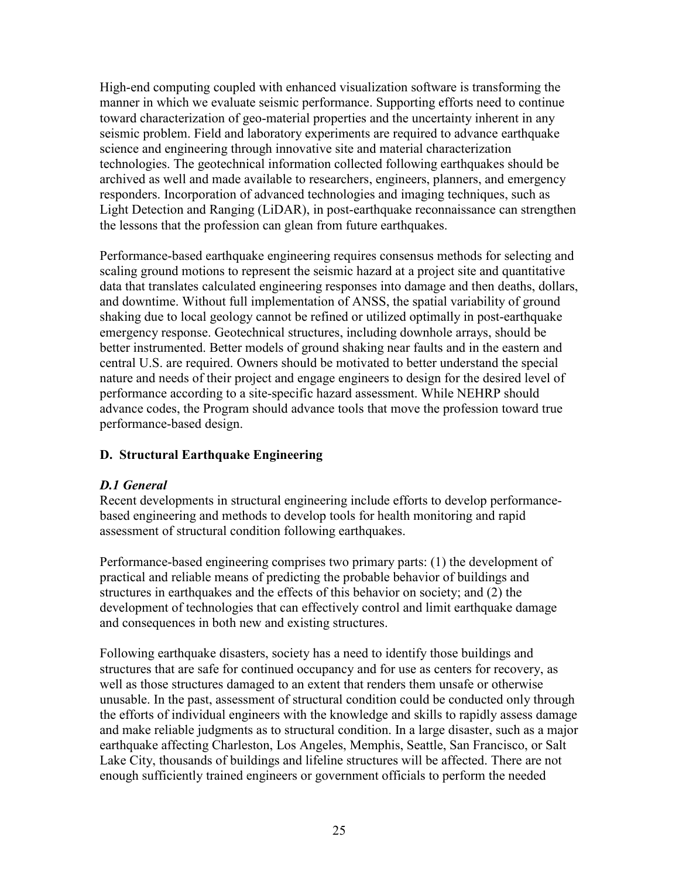High-end computing coupled with enhanced visualization software is transforming the manner in which we evaluate seismic performance. Supporting efforts need to continue toward characterization of geo-material properties and the uncertainty inherent in any seismic problem. Field and laboratory experiments are required to advance earthquake science and engineering through innovative site and material characterization technologies. The geotechnical information collected following earthquakes should be archived as well and made available to researchers, engineers, planners, and emergency responders. Incorporation of advanced technologies and imaging techniques, such as Light Detection and Ranging (LiDAR), in post-earthquake reconnaissance can strengthen the lessons that the profession can glean from future earthquakes.

Performance-based earthquake engineering requires consensus methods for selecting and scaling ground motions to represent the seismic hazard at a project site and quantitative data that translates calculated engineering responses into damage and then deaths, dollars, and downtime. Without full implementation of ANSS, the spatial variability of ground shaking due to local geology cannot be refined or utilized optimally in post-earthquake emergency response. Geotechnical structures, including downhole arrays, should be better instrumented. Better models of ground shaking near faults and in the eastern and central U.S. are required. Owners should be motivated to better understand the special nature and needs of their project and engage engineers to design for the desired level of performance according to a site-specific hazard assessment. While NEHRP should advance codes, the Program should advance tools that move the profession toward true performance-based design.

## D. Structural Earthquake Engineering

### *D.1 General*

Recent developments in structural engineering include efforts to develop performance-based engineering and methods to develop tools for health monitoring and rapid assessment of structural condition following earthquakes.

Performance-based engineering comprises two primary parts: (1) the development of practical and reliable means of predicting the probable behavior of buildings and structures in earthquakes and the effects of this behavior on society; and (2) the development of technologies that can effectively control and limit earthquake damage and consequences in both new and existing structures.

Following earthquake disasters, society has a need to identify those buildings and structures that are safe for continued occupancy and for use as centers for recovery, as well as those structures damaged to an extent that renders them unsafe or otherwise unusable. In the past, assessment of structural condition could be conducted only through the efforts of individual engineers with the knowledge and skills to rapidly assess damage and make reliable judgments as to structural condition. In a large disaster, such as a major earthquake affecting Charleston, Los Angeles, Memphis, Seattle, San Francisco, or Salt Lake City, thousands of buildings and lifeline structures will be affected. There are not enough sufficiently trained engineers or government officials to perform the needed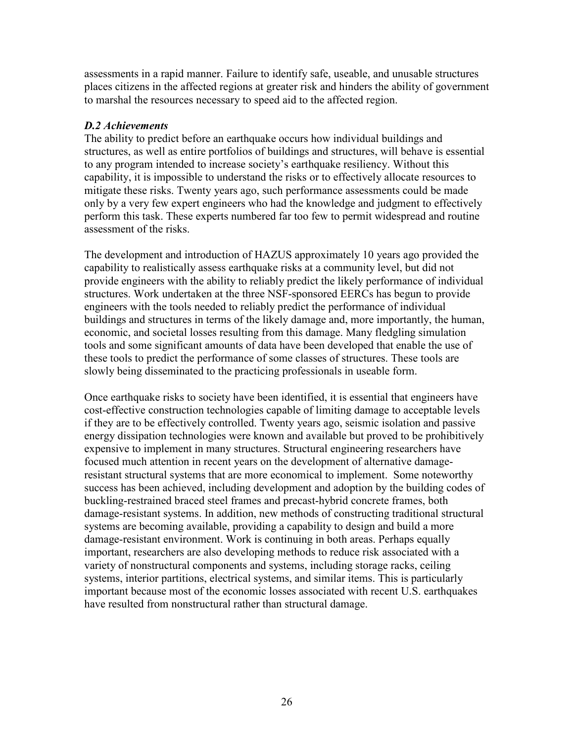assessments in a rapid manner. Failure to identify safe, useable, and unusable structures places citizens in the affected regions at greater risk and hinders the ability of government to marshal the resources necessary to speed aid to the affected region.

### *D.2 Achievements*

The ability to predict before an earthquake occurs how individual buildings and structures, as well as entire portfolios of buildings and structures, will behave is essential to any program intended to increase society's earthquake resiliency. Without this capability, it is impossible to understand the risks or to effectively allocate resources to mitigate these risks. Twenty years ago, such performance assessments could be made only by a very few expert engineers who had the knowledge and judgment to effectively perform this task. These experts numbered far too few to permit widespread and routine assessment of the risks.

The development and introduction of HAZUS approximately 10 years ago provided the capability to realistically assess earthquake risks at a community level, but did not provide engineers with the ability to reliably predict the likely performance of individual structures. Work undertaken at the three NSF-sponsored EERCs has begun to provide engineers with the tools needed to reliably predict the performance of individual buildings and structures in terms of the likely damage and, more importantly, the human, economic, and societal losses resulting from this damage. Many fledgling simulation tools and some significant amounts of data have been developed that enable the use of these tools to predict the performance of some classes of structures. These tools are slowly being disseminated to the practicing professionals in useable form.

Once earthquake risks to society have been identified, it is essential that engineers have cost-effective construction technologies capable of limiting damage to acceptable levels if they are to be effectively controlled. Twenty years ago, seismic isolation and passive energy dissipation technologies were known and available but proved to be prohibitively expensive to implement in many structures. Structural engineering researchers have focused much attention in recent years on the development of alternative damage-resistant structural systems that are more economical to implement. Some noteworthy success has been achieved, including development and adoption by the building codes of buckling-restrained braced steel frames and precast-hybrid concrete frames, both damage-resistant systems. In addition, new methods of constructing traditional structural systems are becoming available, providing a capability to design and build a more damage-resistant environment. Work is continuing in both areas. Perhaps equally important, researchers are also developing methods to reduce risk associated with a variety of nonstructural components and systems, including storage racks, ceiling systems, interior partitions, electrical systems, and similar items. This is particularly important because most of the economic losses associated with recent U.S. earthquakes have resulted from nonstructural rather than structural damage.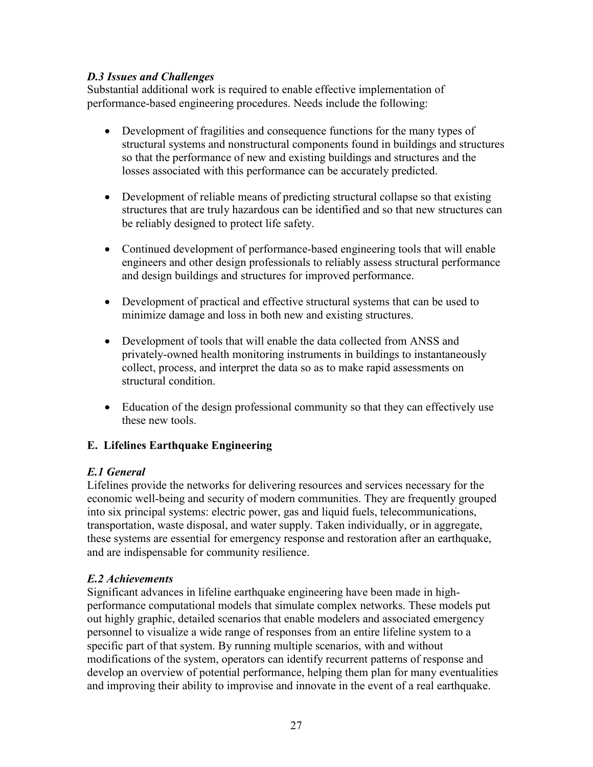### *D.3 Issues and Challenges*

Substantial additional work is required to enable effective implementation of performance-based engineering procedures. Needs include the following:

- Development of fragilities and consequence functions for the many types of structural systems and nonstructural components found in buildings and structures so that the performance of new and existing buildings and structures and the losses associated with this performance can be accurately predicted.
- Development of reliable means of predicting structural collapse so that existing structures that are truly hazardous can be identified and so that new structures can be reliably designed to protect life safety.
- Continued development of performance-based engineering tools that will enable engineers and other design professionals to reliably assess structural performance and design buildings and structures for improved performance.
- Development of practical and effective structural systems that can be used to minimize damage and loss in both new and existing structures.
- Development of tools that will enable the data collected from ANSS and privately-owned health monitoring instruments in buildings to instantaneously collect, process, and interpret the data so as to make rapid assessments on structural condition.
- Education of the design professional community so that they can effectively use these new tools.

## E. Lifelines Earthquake Engineering

### *E.1 General*

Lifelines provide the networks for delivering resources and services necessary for the economic well-being and security of modern communities. They are frequently grouped into six principal systems: electric power, gas and liquid fuels, telecommunications, transportation, waste disposal, and water supply. Taken individually, or in aggregate, these systems are essential for emergency response and restoration after an earthquake, and are indispensable for community resilience.

### *E.2 Achievements*

Significant advances in lifeline earthquake engineering have been made in high-performance computational models that simulate complex networks. These models put out highly graphic, detailed scenarios that enable modelers and associated emergency personnel to visualize a wide range of responses from an entire lifeline system to a specific part of that system. By running multiple scenarios, with and without modifications of the system, operators can identify recurrent patterns of response and develop an overview of potential performance, helping them plan for many eventualities and improving their ability to improvise and innovate in the event of a real earthquake.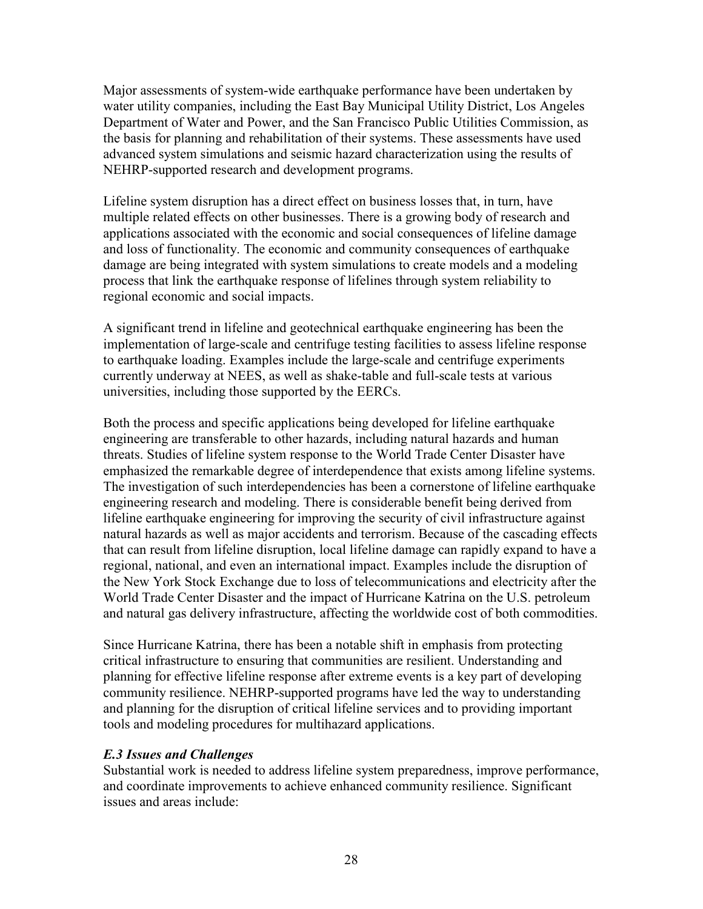Major assessments of system-wide earthquake performance have been undertaken by water utility companies, including the East Bay Municipal Utility District, Los Angeles Department of Water and Power, and the San Francisco Public Utilities Commission, as the basis for planning and rehabilitation of their systems. These assessments have used advanced system simulations and seismic hazard characterization using the results of NEHRP-supported research and development programs.

Lifeline system disruption has a direct effect on business losses that, in turn, have multiple related effects on other businesses. There is a growing body of research and applications associated with the economic and social consequences of lifeline damage and loss of functionality. The economic and community consequences of earthquake damage are being integrated with system simulations to create models and a modeling process that link the earthquake response of lifelines through system reliability to regional economic and social impacts.

A significant trend in lifeline and geotechnical earthquake engineering has been the implementation of large-scale and centrifuge testing facilities to assess lifeline response to earthquake loading. Examples include the large-scale and centrifuge experiments currently underway at NEES, as well as shake-table and full-scale tests at various universities, including those supported by the EERCs.

Both the process and specific applications being developed for lifeline earthquake engineering are transferable to other hazards, including natural hazards and human threats. Studies of lifeline system response to the World Trade Center Disaster have emphasized the remarkable degree of interdependence that exists among lifeline systems. The investigation of such interdependencies has been a cornerstone of lifeline earthquake engineering research and modeling. There is considerable benefit being derived from lifeline earthquake engineering for improving the security of civil infrastructure against natural hazards as well as major accidents and terrorism. Because of the cascading effects that can result from lifeline disruption, local lifeline damage can rapidly expand to have a regional, national, and even an international impact. Examples include the disruption of the New York Stock Exchange due to loss of telecommunications and electricity after the World Trade Center Disaster and the impact of Hurricane Katrina on the U.S. petroleum and natural gas delivery infrastructure, affecting the worldwide cost of both commodities.

Since Hurricane Katrina, there has been a notable shift in emphasis from protecting critical infrastructure to ensuring that communities are resilient. Understanding and planning for effective lifeline response after extreme events is a key part of developing community resilience. NEHRP-supported programs have led the way to understanding and planning for the disruption of critical lifeline services and to providing important tools and modeling procedures for multihazard applications.

### *E.3 Issues and Challenges*

Substantial work is needed to address lifeline system preparedness, improve performance, and coordinate improvements to achieve enhanced community resilience. Significant issues and areas include: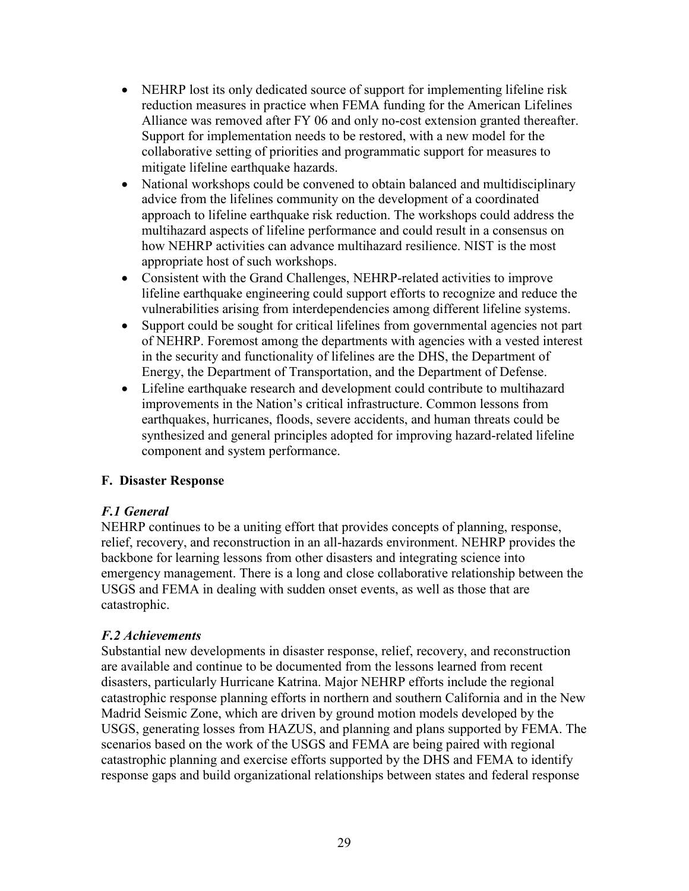- NEHRP lost its only dedicated source of support for implementing lifeline risk reduction measures in practice when FEMA funding for the American Lifelines Alliance was removed after FY 06 and only no-cost extension granted thereafter. Support for implementation needs to be restored, with a new model for the collaborative setting of priorities and programmatic support for measures to mitigate lifeline earthquake hazards.
- National workshops could be convened to obtain balanced and multidisciplinary advice from the lifelines community on the development of a coordinated approach to lifeline earthquake risk reduction. The workshops could address the multihazard aspects of lifeline performance and could result in a consensus on how NEHRP activities can advance multihazard resilience. NIST is the most appropriate host of such workshops.
- Consistent with the Grand Challenges, NEHRP-related activities to improve lifeline earthquake engineering could support efforts to recognize and reduce the vulnerabilities arising from interdependencies among different lifeline systems.
- Support could be sought for critical lifelines from governmental agencies not part of NEHRP. Foremost among the departments with agencies with a vested interest in the security and functionality of lifelines are the DHS, the Department of Energy, the Department of Transportation, and the Department of Defense.
- Lifeline earthquake research and development could contribute to multihazard improvements in the Nation's critical infrastructure. Common lessons from earthquakes, hurricanes, floods, severe accidents, and human threats could be synthesized and general principles adopted for improving hazard-related lifeline component and system performance.

## F. Disaster Response

### *F.1 General*

NEHRP continues to be a uniting effort that provides concepts of planning, response, relief, recovery, and reconstruction in an all-hazards environment. NEHRP provides the backbone for learning lessons from other disasters and integrating science into emergency management. There is a long and close collaborative relationship between the USGS and FEMA in dealing with sudden onset events, as well as those that are catastrophic.

### *F.2 Achievements*

Substantial new developments in disaster response, relief, recovery, and reconstruction are available and continue to be documented from the lessons learned from recent disasters, particularly Hurricane Katrina. Major NEHRP efforts include the regional catastrophic response planning efforts in northern and southern California and in the New Madrid Seismic Zone, which are driven by ground motion models developed by the USGS, generating losses from HAZUS, and planning and plans supported by FEMA. The scenarios based on the work of the USGS and FEMA are being paired with regional catastrophic planning and exercise efforts supported by the DHS and FEMA to identify response gaps and build organizational relationships between states and federal response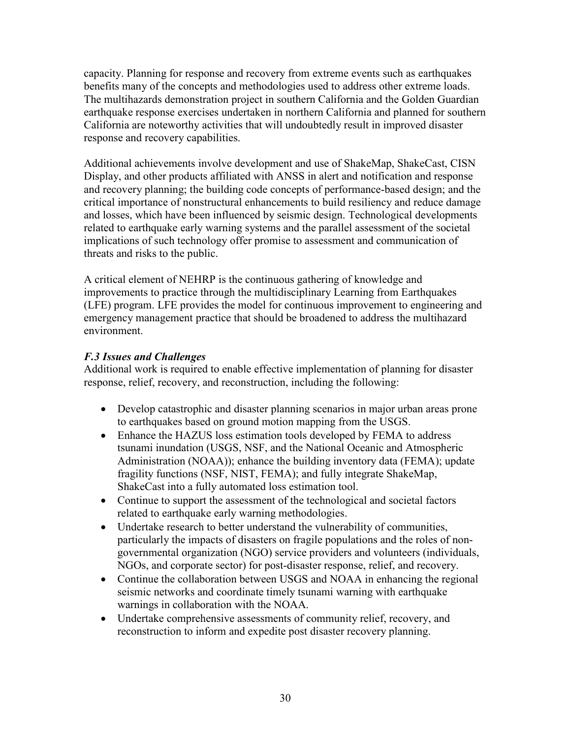capacity. Planning for response and recovery from extreme events such as earthquakes benefits many of the concepts and methodologies used to address other extreme loads. The multihazards demonstration project in southern California and the Golden Guardian earthquake response exercises undertaken in northern California and planned for southern California are noteworthy activities that will undoubtedly result in improved disaster response and recovery capabilities.

Additional achievements involve development and use of ShakeMap, ShakeCast, CISN Display, and other products affiliated with ANSS in alert and notification and response and recovery planning; the building code concepts of performance-based design; and the critical importance of nonstructural enhancements to build resiliency and reduce damage and losses, which have been influenced by seismic design. Technological developments related to earthquake early warning systems and the parallel assessment of the societal implications of such technology offer promise to assessment and communication of threats and risks to the public.

A critical element of NEHRP is the continuous gathering of knowledge and improvements to practice through the multidisciplinary Learning from Earthquakes (LFE) program. LFE provides the model for continuous improvement to engineering and emergency management practice that should be broadened to address the multihazard environment.

### *F.3 Issues and Challenges*

Additional work is required to enable effective implementation of planning for disaster response, relief, recovery, and reconstruction, including the following:

- Develop catastrophic and disaster planning scenarios in major urban areas prone to earthquakes based on ground motion mapping from the USGS.
- Enhance the HAZUS loss estimation tools developed by FEMA to address tsunami inundation (USGS, NSF, and the National Oceanic and Atmospheric Administration (NOAA)); enhance the building inventory data (FEMA); update fragility functions (NSF, NIST, FEMA); and fully integrate ShakeMap, ShakeCast into a fully automated loss estimation tool.
- Continue to support the assessment of the technological and societal factors related to earthquake early warning methodologies.
- Undertake research to better understand the vulnerability of communities, particularly the impacts of disasters on fragile populations and the roles of non-governmental organization (NGO) service providers and volunteers (individuals, NGOs, and corporate sector) for post-disaster response, relief, and recovery.
- Continue the collaboration between USGS and NOAA in enhancing the regional seismic networks and coordinate timely tsunami warning with earthquake warnings in collaboration with the NOAA.
- Undertake comprehensive assessments of community relief, recovery, and reconstruction to inform and expedite post disaster recovery planning.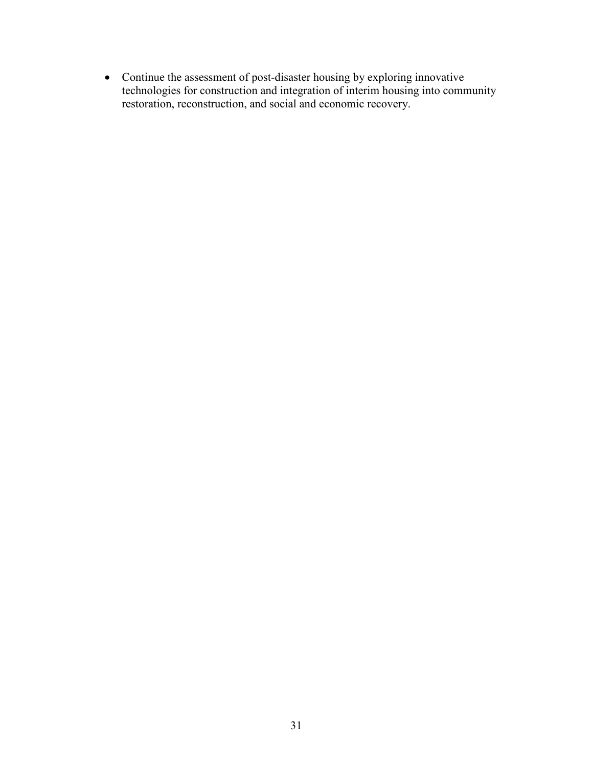- Continue the assessment of post-disaster housing by exploring innovative technologies for construction and integration of interim housing into community restoration, reconstruction, and social and economic recovery.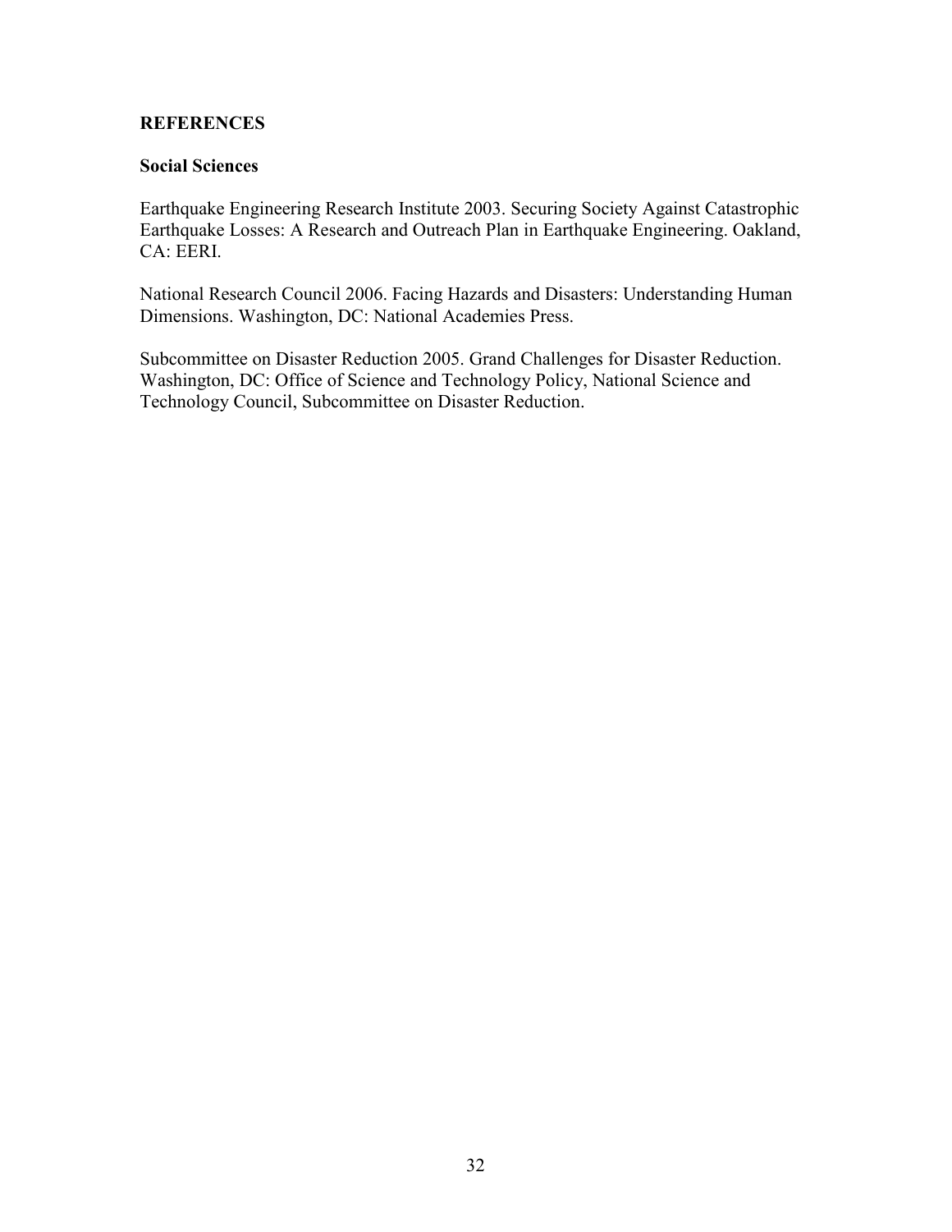## REFERENCES

### Social Sciences

Earthquake Engineering Research Institute 2003. Securing Society Against Catastrophic Earthquake Losses: A Research and Outreach Plan in Earthquake Engineering. Oakland, CA: EERI.

National Research Council 2006. Facing Hazards and Disasters: Understanding Human Dimensions. Washington, DC: National Academies Press.

Subcommittee on Disaster Reduction 2005. Grand Challenges for Disaster Reduction. Washington, DC: Office of Science and Technology Policy, National Science and Technology Council, Subcommittee on Disaster Reduction.